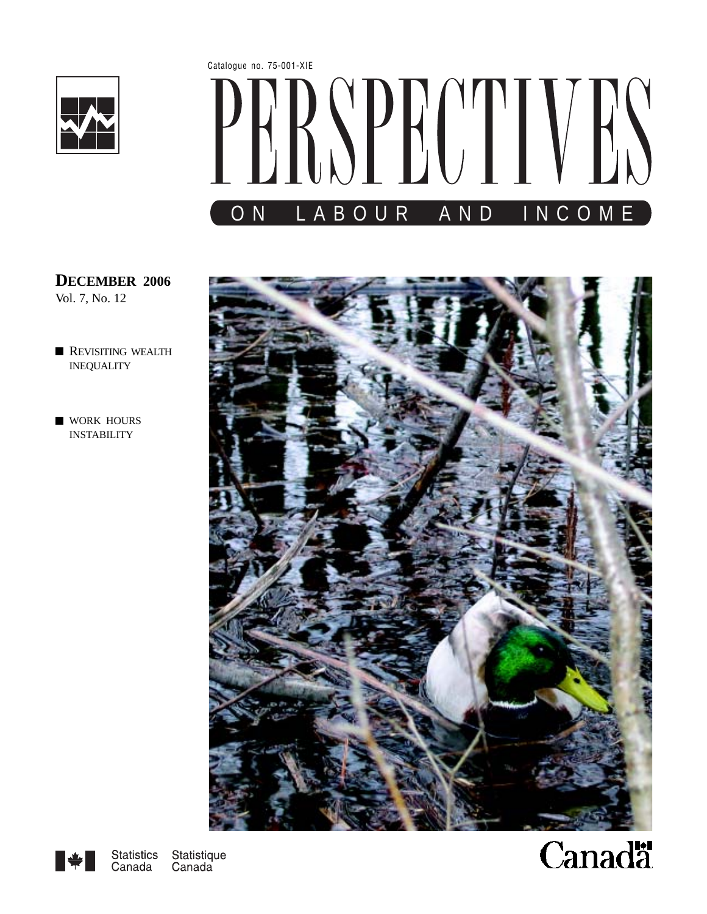Catalogue no. 75-001-XIE

# PERSPECTIVES

## ON LABOUR AND INCOME

**DECEMBER 2006**
Vol. 7, No. 12

- REVISITING WEALTH INEQUALITY
- WORK HOURS INSTABILITY

Statistics Canada Statistique Canada

Canada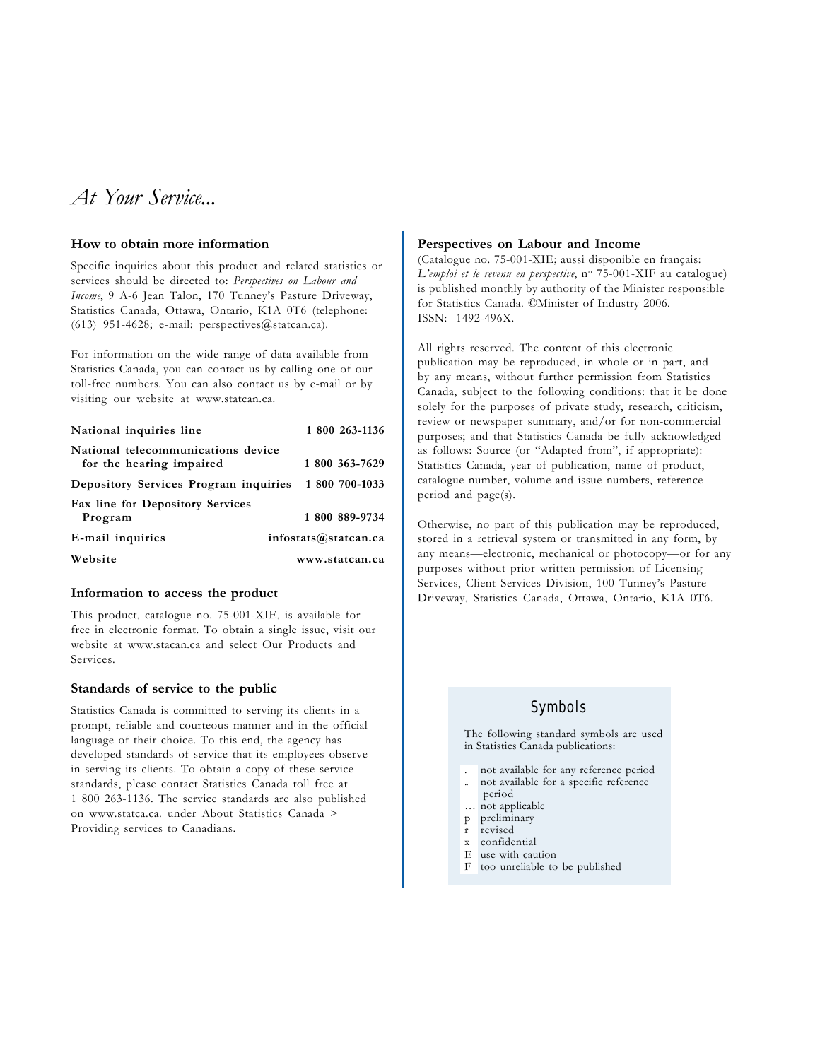# At Your Service...

### How to obtain more information

Specific inquiries about this product and related statistics or services should be directed to: *Perspectives on Labour and Income*, 9 A-6 Jean Talon, 170 Tunney's Pasture Driveway, Statistics Canada, Ottawa, Ontario, K1A 0T6 (telephone: (613) 951-4628; e-mail: perspectives@statcan.ca).

For information on the wide range of data available from Statistics Canada, you can contact us by calling one of our toll-free numbers. You can also contact us by e-mail or by visiting our website at www.statcan.ca.

| | |
|---|---|
| **National inquiries line** | **1 800 263-1136** |
| **National telecommunications device for the hearing impaired** | **1 800 363-7629** |
| **Depository Services Program inquiries** | **1 800 700-1033** |
| **Fax line for Depository Services Program** | **1 800 889-9734** |
| **E-mail inquiries** | **infostats@statcan.ca** |
| **Website** | **www.statcan.ca** |

### Information to access the product

This product, catalogue no. 75-001-XIE, is available for free in electronic format. To obtain a single issue, visit our website at www.stacan.ca and select Our Products and Services.

### Standards of service to the public

Statistics Canada is committed to serving its clients in a prompt, reliable and courteous manner and in the official language of their choice. To this end, the agency has developed standards of service that its employees observe in serving its clients. To obtain a copy of these service standards, please contact Statistics Canada toll free at 1 800 263-1136. The service standards are also published on www.statca.ca. under About Statistics Canada > Providing services to Canadians.

### Perspectives on Labour and Income

(Catalogue no. 75-001-XIE; aussi disponible en français: *L'emploi et le revenu en perspective*, n° 75-001-XIF au catalogue) is published monthly by authority of the Minister responsible for Statistics Canada. ©Minister of Industry 2006. ISSN: 1492-496X.

All rights reserved. The content of this electronic publication may be reproduced, in whole or in part, and by any means, without further permission from Statistics Canada, subject to the following conditions: that it be done solely for the purposes of private study, research, criticism, review or newspaper summary, and/or for non-commercial purposes; and that Statistics Canada be fully acknowledged as follows: Source (or "Adapted from", if appropriate): Statistics Canada, year of publication, name of product, catalogue number, volume and issue numbers, reference period and page(s).

Otherwise, no part of this publication may be reproduced, stored in a retrieval system or transmitted in any form, by any means—electronic, mechanical or photocopy—or for any purposes without prior written permission of Licensing Services, Client Services Division, 100 Tunney's Pasture Driveway, Statistics Canada, Ottawa, Ontario, K1A 0T6.

### Symbols

The following standard symbols are used in Statistics Canada publications:

- . not available for any reference period
- .. not available for a specific reference period
- ... not applicable
- p preliminary
- r revised
- x confidential
- E use with caution
- F too unreliable to be published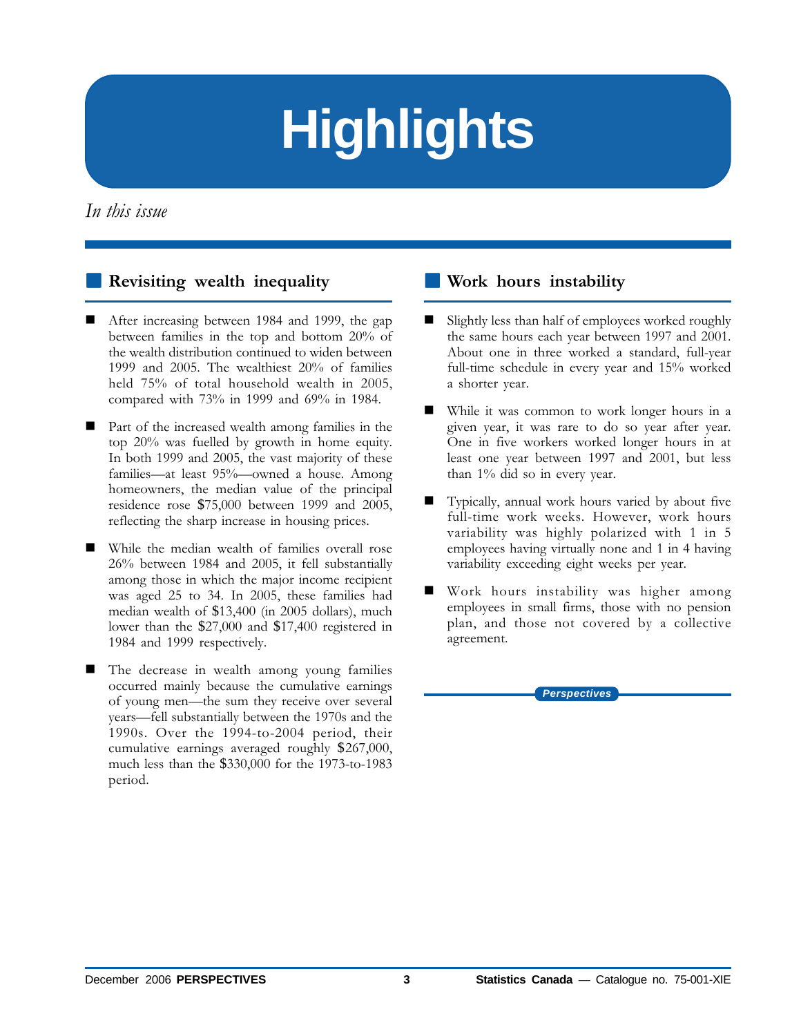# Highlights

*In this issue*

## Revisiting wealth inequality

- After increasing between 1984 and 1999, the gap between families in the top and bottom 20% of the wealth distribution continued to widen between 1999 and 2005. The wealthiest 20% of families held 75% of total household wealth in 2005, compared with 73% in 1999 and 69% in 1984.
- Part of the increased wealth among families in the top 20% was fuelled by growth in home equity. In both 1999 and 2005, the vast majority of these families—at least 95%—owned a house. Among homeowners, the median value of the principal residence rose $75,000 between 1999 and 2005, reflecting the sharp increase in housing prices.
- While the median wealth of families overall rose 26% between 1984 and 2005, it fell substantially among those in which the major income recipient was aged 25 to 34. In 2005, these families had median wealth of $13,400 (in 2005 dollars), much lower than the $27,000 and $17,400 registered in 1984 and 1999 respectively.
- The decrease in wealth among young families occurred mainly because the cumulative earnings of young men—the sum they receive over several years—fell substantially between the 1970s and the 1990s. Over the 1994-to-2004 period, their cumulative earnings averaged roughly $267,000, much less than the $330,000 for the 1973-to-1983 period.

## Work hours instability

- Slightly less than half of employees worked roughly the same hours each year between 1997 and 2001. About one in three worked a standard, full-year full-time schedule in every year and 15% worked a shorter year.
- While it was common to work longer hours in a given year, it was rare to do so year after year. One in five workers worked longer hours in at least one year between 1997 and 2001, but less than 1% did so in every year.
- Typically, annual work hours varied by about five full-time work weeks. However, work hours variability was highly polarized with 1 in 5 employees having virtually none and 1 in 4 having variability exceeding eight weeks per year.
- Work hours instability was higher among employees in small firms, those with no pension plan, and those not covered by a collective agreement.

*Perspectives*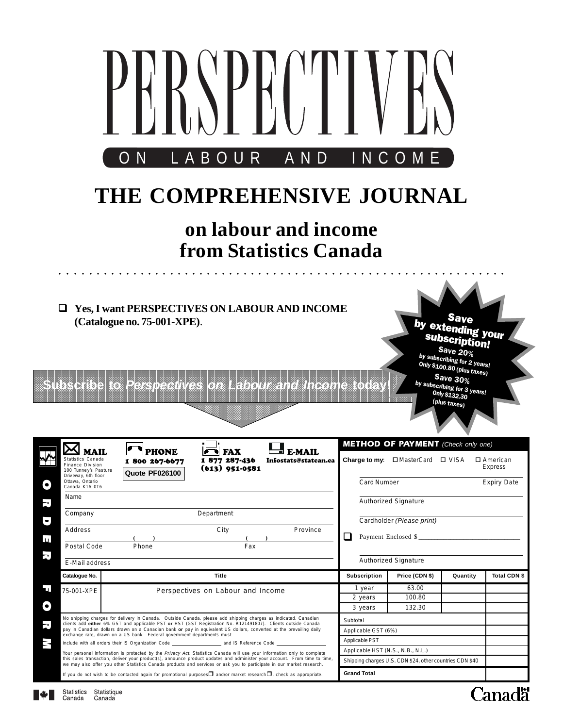# PERSPECTIVES

ON LABOUR AND INCOME

# THE COMPREHENSIVE JOURNAL

## on labour and income from Statistics Canada

❑ **Yes, I want PERSPECTIVES ON LABOUR AND INCOME (Catalogue no. 75-001-XPE)**.

**Save by extending your subscription!**

**Save 20%** by subscribing for 2 years! Only $100.80 (plus taxes)

**Save 30%** by subscribing for 3 years! Only $132.30 (plus taxes)

**Subscribe to *Perspectives on Labour and Income* today!**

## ORDER FORM

**MAIL**
Statistics Canada
Finance Division
100 Tunney's Pasture
Driveway, 6th floor
Ottawa, Ontario
Canada K1A 0T6

**PHONE**
1 800 267-6677
Quote PF026100

**FAX**
1 877 287-436
(613) 951-0581

**E-MAIL**
Infostats@statcan.ca

Name

Company — Department

Address — City — Province

Postal Code — Phone ( ) — Fax ( )

E-Mail address

**METHOD OF PAYMENT** *(Check only one)*

**Charge to my**: ☐ MasterCard ☐ VISA ☐ American Express

Card Number — Expiry Date

Authorized Signature

Cardholder *(Please print)*

❑ Payment Enclosed $ ____________

Authorized Signature

| Catalogue No. | Title | Subscription | Price (CDN $) | Quantity | Total CDN $ |
|---|---|---|---|---|---|
| 75-001-XPE | Perspectives on Labour and Income | 1 year | 63.00 | | |
| | | 2 years | 100.80 | | |
| | | 3 years | 132.30 | | |
| | | Subtotal | | | |
| | | Applicable GST (6%) | | | |
| | | Applicable PST | | | |
| | | Applicable HST (N.S., N.B., N.L.) | | | |
| | | Shipping charges U.S. CDN $24, other countries CDN $40 | | | |
| | | **Grand Total** | | | |

No shipping charges for delivery in Canada. Outside Canada, please add shipping charges as indicated. Canadian clients add **either** 6% GST and applicable PST **or** HST (GST Registration No. R121491807). Clients outside Canada pay in Canadian dollars drawn on a Canadian bank **or** pay in equivalent US dollars, converted at the prevailing daily exchange rate, drawn on a US bank. Federal government departments must include with all orders their IS Organization Code ____________ and IS Reference Code ____________

Your personal information is protected by the *Privacy Act*. Statistics Canada will use your information only to complete this sales transaction, deliver your product(s), announce product updates and administer your account. From time to time, we may also offer you other Statistics Canada products and services or ask you to participate in our market research.

If you do not wish to be contacted again for promotional purposes ☐ and/or market research ☐, check as appropriate.

Statistics Canada Statistique Canada

Canada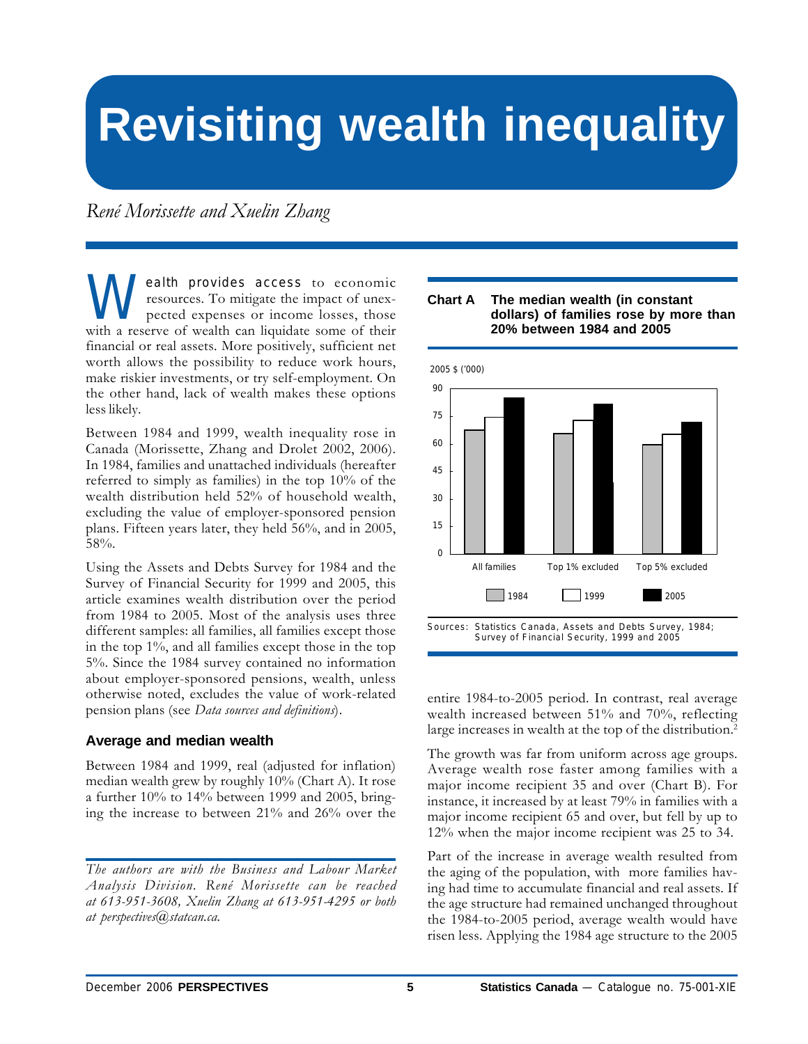# Revisiting wealth inequality

*René Morissette and Xuelin Zhang*

Wealth provides access to economic resources. To mitigate the impact of unexpected expenses or income losses, those with a reserve of wealth can liquidate some of their financial or real assets. More positively, sufficient net worth allows the possibility to reduce work hours, make riskier investments, or try self-employment. On the other hand, lack of wealth makes these options less likely.

Between 1984 and 1999, wealth inequality rose in Canada (Morissette, Zhang and Drolet 2002, 2006). In 1984, families and unattached individuals (hereafter referred to simply as families) in the top 10% of the wealth distribution held 52% of household wealth, excluding the value of employer-sponsored pension plans. Fifteen years later, they held 56%, and in 2005, 58%.

Using the Assets and Debts Survey for 1984 and the Survey of Financial Security for 1999 and 2005, this article examines wealth distribution over the period from 1984 to 2005. Most of the analysis uses three different samples: all families, all families except those in the top 1%, and all families except those in the top 5%. Since the 1984 survey contained no information about employer-sponsored pensions, wealth, unless otherwise noted, excludes the value of work-related pension plans (see *Data sources and definitions*).

## Average and median wealth

Between 1984 and 1999, real (adjusted for inflation) median wealth grew by roughly 10% (Chart A). It rose a further 10% to 14% between 1999 and 2005, bringing the increase to between 21% and 26% over the entire 1984-to-2005 period. In contrast, real average wealth increased between 51% and 70%, reflecting large increases in wealth at the top of the distribution.[2]

**Chart A The median wealth (in constant dollars) of families rose by more than 20% between 1984 and 2005**

Sources: Statistics Canada, Assets and Debts Survey, 1984; Survey of Financial Security, 1999 and 2005

The growth was far from uniform across age groups. Average wealth rose faster among families with a major income recipient 35 and over (Chart B). For instance, it increased by at least 79% in families with a major income recipient 65 and over, but fell by up to 12% when the major income recipient was 25 to 34.

Part of the increase in average wealth resulted from the aging of the population, with more families having had time to accumulate financial and real assets. If the age structure had remained unchanged throughout the 1984-to-2005 period, average wealth would have risen less. Applying the 1984 age structure to the 2005

*The authors are with the Business and Labour Market Analysis Division. René Morissette can be reached at 613-951-3608, Xuelin Zhang at 613-951-4295 or both at perspectives@statcan.ca.*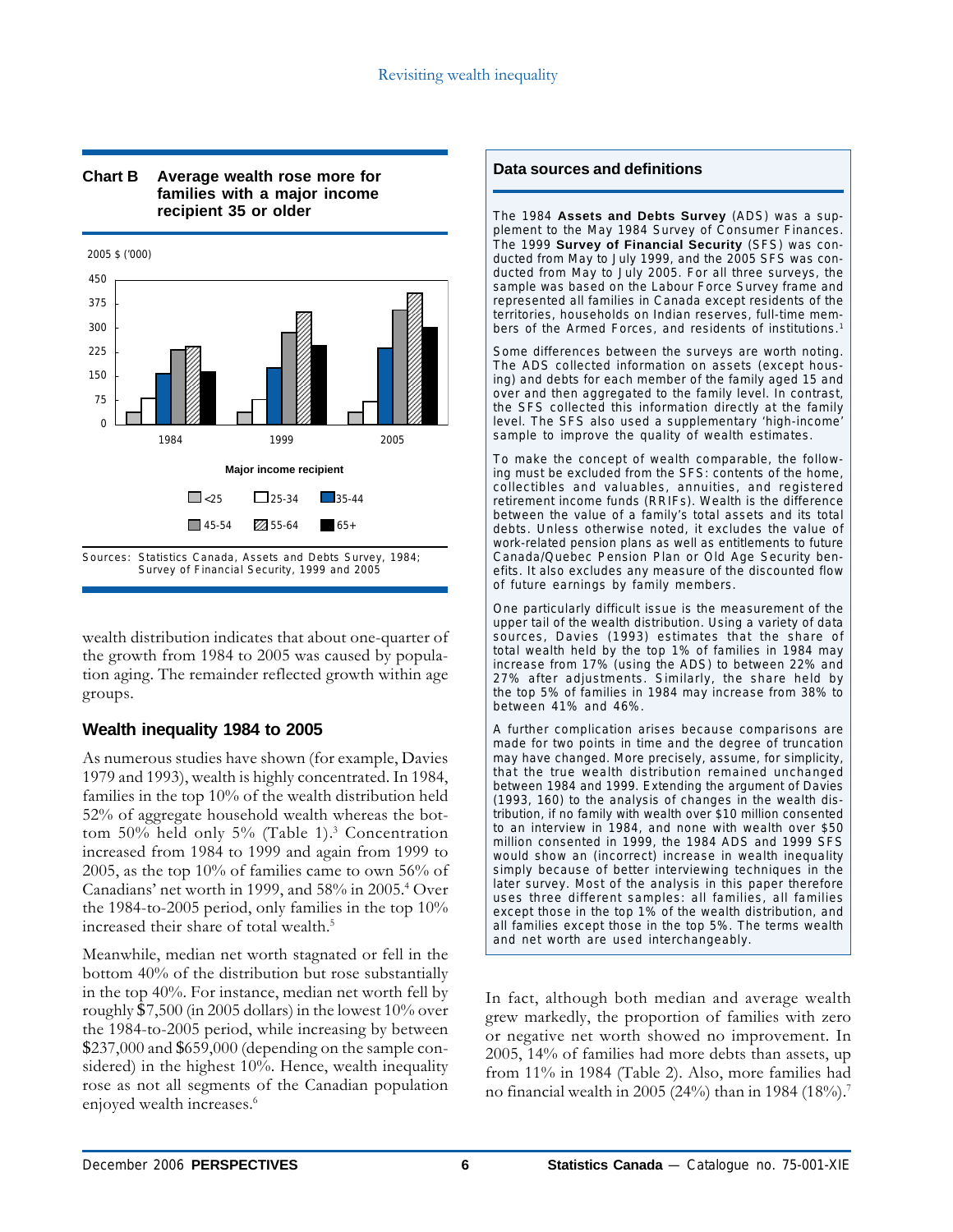**Chart B Average wealth rose more for families with a major income recipient 35 or older**

2005 $ ('000)

Major income recipient: <25, 25-34, 35-44, 45-54, 55-64, 65+

Sources: Statistics Canada, Assets and Debts Survey, 1984; Survey of Financial Security, 1999 and 2005

wealth distribution indicates that about one-quarter of the growth from 1984 to 2005 was caused by population aging. The remainder reflected growth within age groups.

## Wealth inequality 1984 to 2005

As numerous studies have shown (for example, Davies 1979 and 1993), wealth is highly concentrated. In 1984, families in the top 10% of the wealth distribution held 52% of aggregate household wealth whereas the bottom 50% held only 5% (Table 1).[3] Concentration increased from 1984 to 1999 and again from 1999 to 2005, as the top 10% of families came to own 56% of Canadians' net worth in 1999, and 58% in 2005.[4] Over the 1984-to-2005 period, only families in the top 10% increased their share of total wealth.[5]

Meanwhile, median net worth stagnated or fell in the bottom 40% of the distribution but rose substantially in the top 40%. For instance, median net worth fell by roughly $7,500 (in 2005 dollars) in the lowest 10% over the 1984-to-2005 period, while increasing by between $237,000 and $659,000 (depending on the sample considered) in the highest 10%. Hence, wealth inequality rose as not all segments of the Canadian population enjoyed wealth increases.[6]

### Data sources and definitions

The 1984 **Assets and Debts Survey** (ADS) was a supplement to the May 1984 Survey of Consumer Finances. The 1999 **Survey of Financial Security** (SFS) was conducted from May to July 1999, and the 2005 SFS was conducted from May to July 2005. For all three surveys, the sample was based on the Labour Force Survey frame and represented all families in Canada except residents of the territories, households on Indian reserves, full-time members of the Armed Forces, and residents of institutions.[1]

Some differences between the surveys are worth noting. The ADS collected information on assets (except housing) and debts for each member of the family aged 15 and over and then aggregated to the family level. In contrast, the SFS collected this information directly at the family level. The SFS also used a supplementary 'high-income' sample to improve the quality of wealth estimates.

To make the concept of wealth comparable, the following must be excluded from the SFS: contents of the home, collectibles and valuables, annuities, and registered retirement income funds (RRIFs). Wealth is the difference between the value of a family's total assets and its total debts. Unless otherwise noted, it excludes the value of work-related pension plans as well as entitlements to future Canada/Quebec Pension Plan or Old Age Security benefits. It also excludes any measure of the discounted flow of future earnings by family members.

One particularly difficult issue is the measurement of the upper tail of the wealth distribution. Using a variety of data sources, Davies (1993) estimates that the share of total wealth held by the top 1% of families in 1984 may increase from 17% (using the ADS) to between 22% and 27% after adjustments. Similarly, the share held by the top 5% of families in 1984 may increase from 38% to between 41% and 46%.

A further complication arises because comparisons are made for two points in time and the degree of truncation may have changed. More precisely, assume, for simplicity, that the true wealth distribution remained unchanged between 1984 and 1999. Extending the argument of Davies (1993, 160) to the analysis of changes in the wealth distribution, if no family with wealth over $10 million consented to an interview in 1984, and none with wealth over $50 million consented in 1999, the 1984 ADS and 1999 SFS would show an (incorrect) increase in wealth inequality simply because of better interviewing techniques in the later survey. Most of the analysis in this paper therefore uses three different samples: all families, all families except those in the top 1% of the wealth distribution, and all families except those in the top 5%. The terms wealth and net worth are used interchangeably.

In fact, although both median and average wealth grew markedly, the proportion of families with zero or negative net worth showed no improvement. In 2005, 14% of families had more debts than assets, up from 11% in 1984 (Table 2). Also, more families had no financial wealth in 2005 (24%) than in 1984 (18%).[7]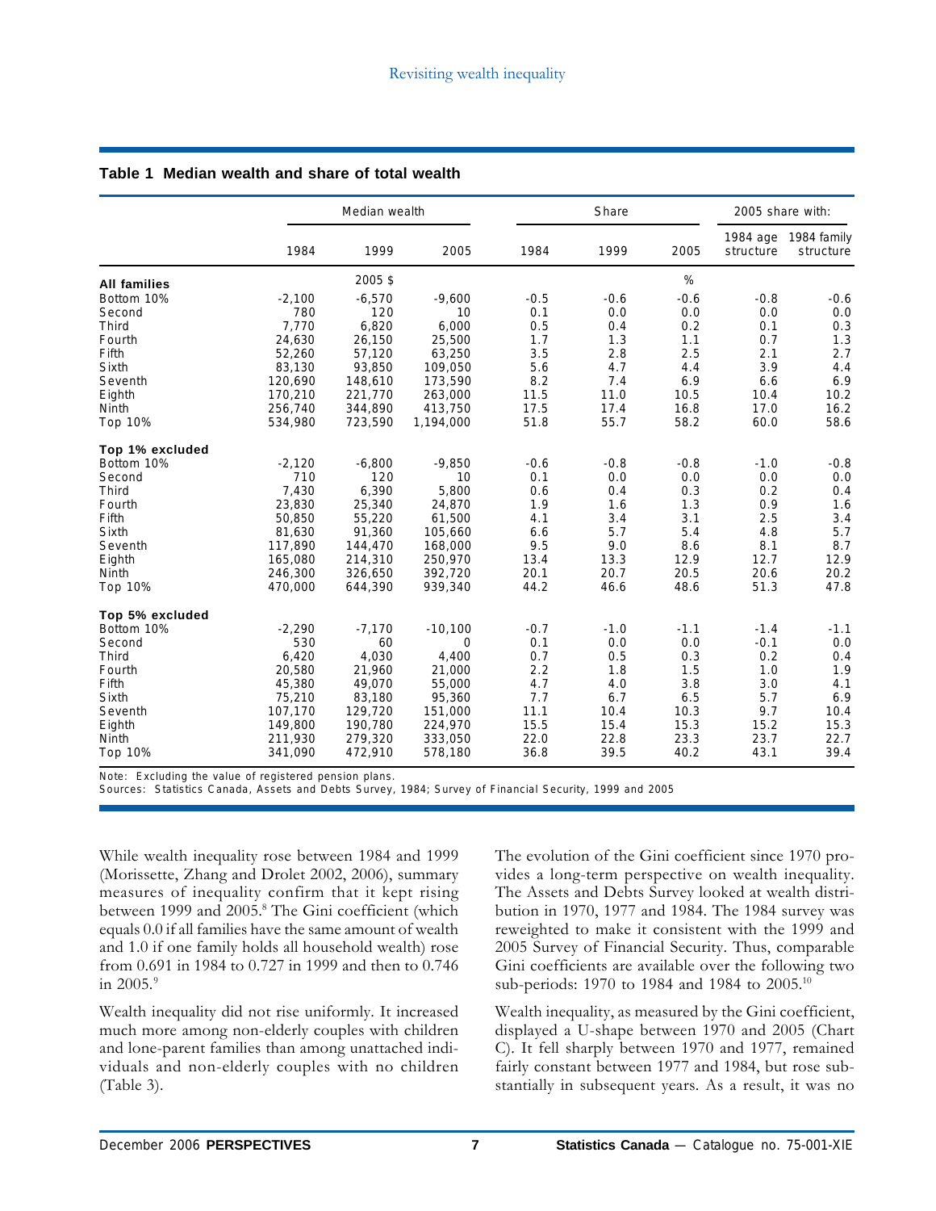**Table 1 Median wealth and share of total wealth**

| | Median wealth | | | Share | | | 2005 share with: | |
|---|---|---|---|---|---|---|---|---|
| | 1984 | 1999 | 2005 | 1984 | 1999 | 2005 | 1984 age structure | 1984 family structure |
| **All families** | | 2005 $ | | | | % | | |
| Bottom 10% | -2,100 | -6,570 | -9,600 | -0.5 | -0.6 | -0.6 | -0.8 | -0.6 |
| Second | 780 | 120 | 10 | 0.1 | 0.0 | 0.0 | 0.0 | 0.0 |
| Third | 7,770 | 6,820 | 6,000 | 0.5 | 0.4 | 0.2 | 0.1 | 0.3 |
| Fourth | 24,630 | 26,150 | 25,500 | 1.7 | 1.3 | 1.1 | 0.7 | 1.3 |
| Fifth | 52,260 | 57,120 | 63,250 | 3.5 | 2.8 | 2.5 | 2.1 | 2.7 |
| Sixth | 83,130 | 93,850 | 109,050 | 5.6 | 4.7 | 4.4 | 3.9 | 4.4 |
| Seventh | 120,690 | 148,610 | 173,590 | 8.2 | 7.4 | 6.9 | 6.6 | 6.9 |
| Eighth | 170,210 | 221,770 | 263,000 | 11.5 | 11.0 | 10.5 | 10.4 | 10.2 |
| Ninth | 256,740 | 344,890 | 413,750 | 17.5 | 17.4 | 16.8 | 17.0 | 16.2 |
| Top 10% | 534,980 | 723,590 | 1,194,000 | 51.8 | 55.7 | 58.2 | 60.0 | 58.6 |
| **Top 1% excluded** | | | | | | | | |
| Bottom 10% | -2,120 | -6,800 | -9,850 | -0.6 | -0.8 | -0.8 | -1.0 | -0.8 |
| Second | 710 | 120 | 10 | 0.1 | 0.0 | 0.0 | 0.0 | 0.0 |
| Third | 7,430 | 6,390 | 5,800 | 0.6 | 0.4 | 0.3 | 0.2 | 0.4 |
| Fourth | 23,830 | 25,340 | 24,870 | 1.9 | 1.6 | 1.3 | 0.9 | 1.6 |
| Fifth | 50,850 | 55,220 | 61,500 | 4.1 | 3.4 | 3.1 | 2.5 | 3.4 |
| Sixth | 81,630 | 91,360 | 105,660 | 6.6 | 5.7 | 5.4 | 4.8 | 5.7 |
| Seventh | 117,890 | 144,470 | 168,000 | 9.5 | 9.0 | 8.6 | 8.1 | 8.7 |
| Eighth | 165,080 | 214,310 | 250,970 | 13.4 | 13.3 | 12.9 | 12.7 | 12.9 |
| Ninth | 246,300 | 326,650 | 392,720 | 20.1 | 20.7 | 20.5 | 20.6 | 20.2 |
| Top 10% | 470,000 | 644,390 | 939,340 | 44.2 | 46.6 | 48.6 | 51.3 | 47.8 |
| **Top 5% excluded** | | | | | | | | |
| Bottom 10% | -2,290 | -7,170 | -10,100 | -0.7 | -1.0 | -1.1 | -1.4 | -1.1 |
| Second | 530 | 60 | 0 | 0.1 | 0.0 | 0.0 | -0.1 | 0.0 |
| Third | 6,420 | 4,030 | 4,400 | 0.7 | 0.5 | 0.3 | 0.2 | 0.4 |
| Fourth | 20,580 | 21,960 | 21,000 | 2.2 | 1.8 | 1.5 | 1.0 | 1.9 |
| Fifth | 45,380 | 49,070 | 55,000 | 4.7 | 4.0 | 3.8 | 3.0 | 4.1 |
| Sixth | 75,210 | 83,180 | 95,360 | 7.7 | 6.7 | 6.5 | 5.7 | 6.9 |
| Seventh | 107,170 | 129,720 | 151,000 | 11.1 | 10.4 | 10.3 | 9.7 | 10.4 |
| Eighth | 149,800 | 190,780 | 224,970 | 15.5 | 15.4 | 15.3 | 15.2 | 15.3 |
| Ninth | 211,930 | 279,320 | 333,050 | 22.0 | 22.8 | 23.3 | 23.7 | 22.7 |
| Top 10% | 341,090 | 472,910 | 578,180 | 36.8 | 39.5 | 40.2 | 43.1 | 39.4 |

Note: Excluding the value of registered pension plans.
Sources: Statistics Canada, Assets and Debts Survey, 1984; Survey of Financial Security, 1999 and 2005

While wealth inequality rose between 1984 and 1999 (Morissette, Zhang and Drolet 2002, 2006), summary measures of inequality confirm that it kept rising between 1999 and 2005.[8] The Gini coefficient (which equals 0.0 if all families have the same amount of wealth and 1.0 if one family holds all household wealth) rose from 0.691 in 1984 to 0.727 in 1999 and then to 0.746 in 2005.[9]

Wealth inequality did not rise uniformly. It increased much more among non-elderly couples with children and lone-parent families than among unattached individuals and non-elderly couples with no children (Table 3).

The evolution of the Gini coefficient since 1970 provides a long-term perspective on wealth inequality. The Assets and Debts Survey looked at wealth distribution in 1970, 1977 and 1984. The 1984 survey was reweighted to make it consistent with the 1999 and 2005 Survey of Financial Security. Thus, comparable Gini coefficients are available over the following two sub-periods: 1970 to 1984 and 1984 to 2005.[10]

Wealth inequality, as measured by the Gini coefficient, displayed a U-shape between 1970 and 2005 (Chart C). It fell sharply between 1970 and 1977, remained fairly constant between 1977 and 1984, but rose substantially in subsequent years. As a result, it was no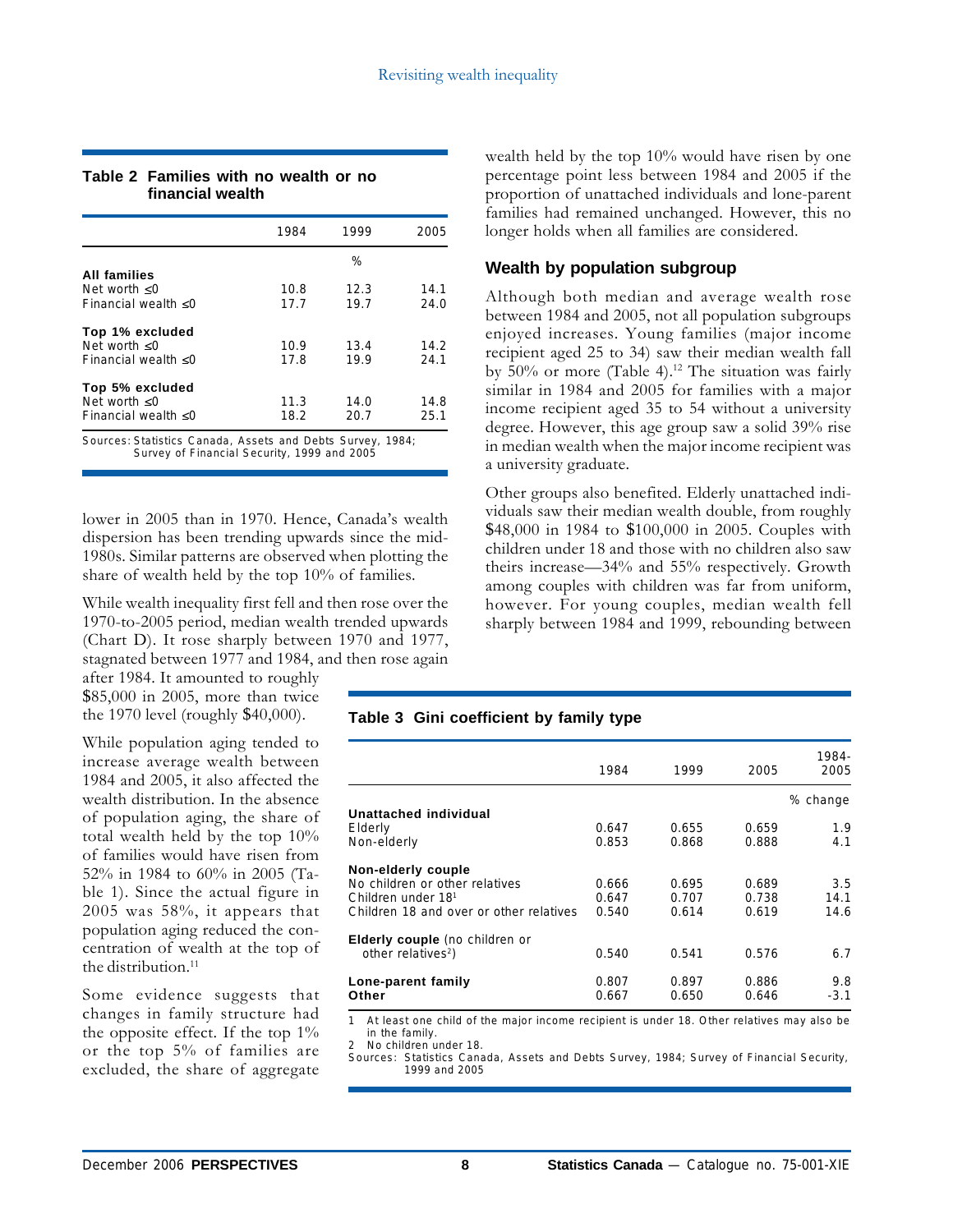**Table 2 Families with no wealth or no financial wealth**

| | 1984 | 1999 | 2005 |
|---|---|---|---|
| | | % | |
| **All families** | | | |
| Net worth ≤0 | 10.8 | 12.3 | 14.1 |
| Financial wealth ≤0 | 17.7 | 19.7 | 24.0 |
| **Top 1% excluded** | | | |
| Net worth ≤0 | 10.9 | 13.4 | 14.2 |
| Financial wealth ≤0 | 17.8 | 19.9 | 24.1 |
| **Top 5% excluded** | | | |
| Net worth ≤0 | 11.3 | 14.0 | 14.8 |
| Financial wealth ≤0 | 18.2 | 20.7 | 25.1 |

Sources: Statistics Canada, Assets and Debts Survey, 1984; Survey of Financial Security, 1999 and 2005

lower in 2005 than in 1970. Hence, Canada's wealth dispersion has been trending upwards since the mid-1980s. Similar patterns are observed when plotting the share of wealth held by the top 10% of families.

While wealth inequality first fell and then rose over the 1970-to-2005 period, median wealth trended upwards (Chart D). It rose sharply between 1970 and 1977, stagnated between 1977 and 1984, and then rose again after 1984. It amounted to roughly $85,000 in 2005, more than twice the 1970 level (roughly $40,000).

While population aging tended to increase average wealth between 1984 and 2005, it also affected the wealth distribution. In the absence of population aging, the share of total wealth held by the top 10% of families would have risen from 52% in 1984 to 60% in 2005 (Table 1). Since the actual figure in 2005 was 58%, it appears that population aging reduced the concentration of wealth at the top of the distribution.[11]

Some evidence suggests that changes in family structure had the opposite effect. If the top 1% or the top 5% of families are excluded, the share of aggregate wealth held by the top 10% would have risen by one percentage point less between 1984 and 2005 if the proportion of unattached individuals and lone-parent families had remained unchanged. However, this no longer holds when all families are considered.

## Wealth by population subgroup

Although both median and average wealth rose between 1984 and 2005, not all population subgroups enjoyed increases. Young families (major income recipient aged 25 to 34) saw their median wealth fall by 50% or more (Table 4).[12] The situation was fairly similar in 1984 and 2005 for families with a major income recipient aged 35 to 54 without a university degree. However, this age group saw a solid 39% rise in median wealth when the major income recipient was a university graduate.

Other groups also benefited. Elderly unattached individuals saw their median wealth double, from roughly $48,000 in 1984 to $100,000 in 2005. Couples with children under 18 and those with no children also saw theirs increase—34% and 55% respectively. Growth among couples with children was far from uniform, however. For young couples, median wealth fell sharply between 1984 and 1999, rebounding between

**Table 3 Gini coefficient by family type**

| | 1984 | 1999 | 2005 | 1984-2005 |
|---|---|---|---|---|
| | | | | % change |
| **Unattached individual** | | | | |
| Elderly | 0.647 | 0.655 | 0.659 | 1.9 |
| Non-elderly | 0.853 | 0.868 | 0.888 | 4.1 |
| **Non-elderly couple** | | | | |
| No children or other relatives | 0.666 | 0.695 | 0.689 | 3.5 |
| Children under 18[1] | 0.647 | 0.707 | 0.738 | 14.1 |
| Children 18 and over or other relatives | 0.540 | 0.614 | 0.619 | 14.6 |
| **Elderly couple** (no children or other relatives[2]) | 0.540 | 0.541 | 0.576 | 6.7 |
| **Lone-parent family** | 0.807 | 0.897 | 0.886 | 9.8 |
| **Other** | 0.667 | 0.650 | 0.646 | -3.1 |

1 At least one child of the major income recipient is under 18. Other relatives may also be in the family.
2 No children under 18.
Sources: Statistics Canada, Assets and Debts Survey, 1984; Survey of Financial Security, 1999 and 2005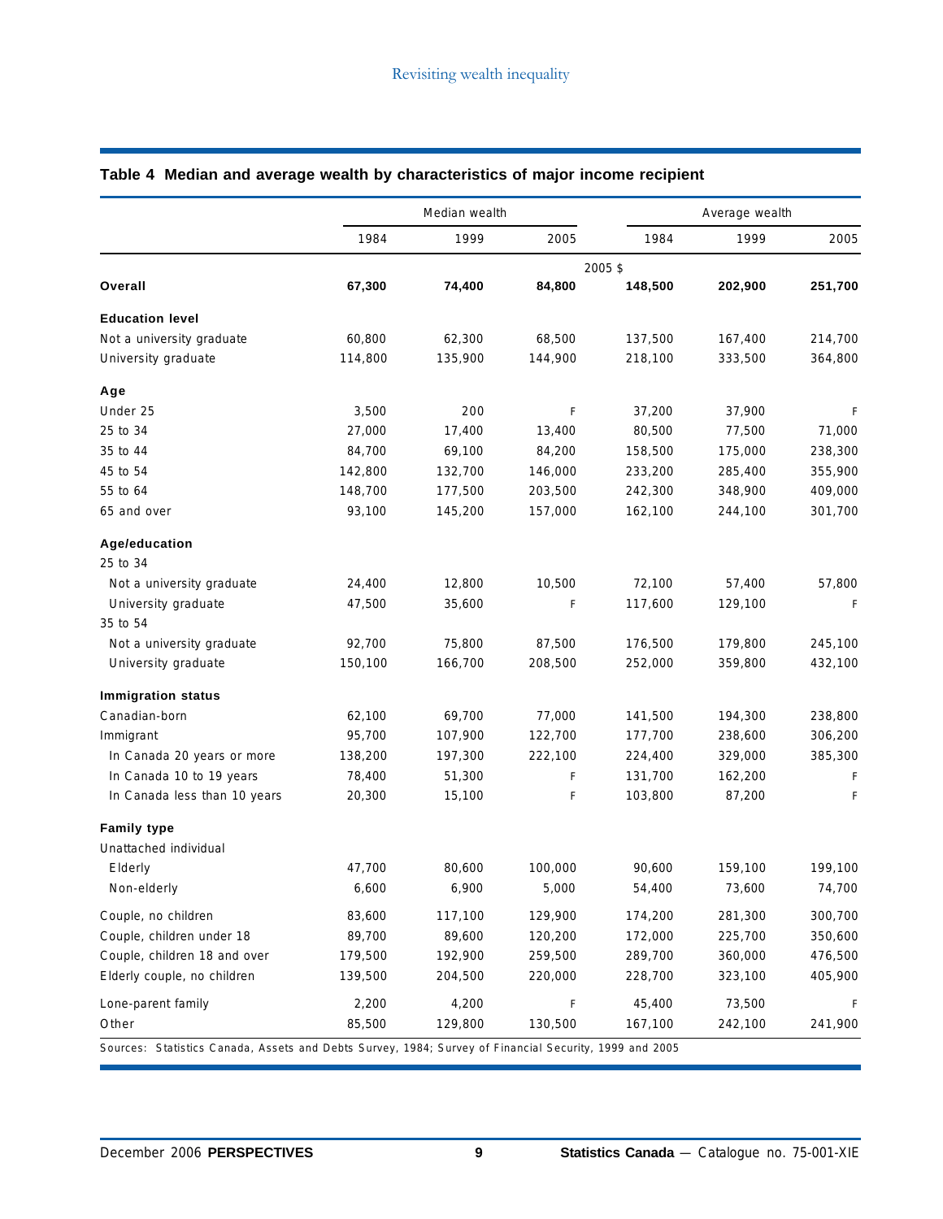## Table 4 Median and average wealth by characteristics of major income recipient

| | Median wealth | | | Average wealth | | |
|---|---|---|---|---|---|---|
| | 1984 | 1999 | 2005 | 1984 | 1999 | 2005 |
| | 2005 $ | | | | | |
| **Overall** | **67,300** | **74,400** | **84,800** | **148,500** | **202,900** | **251,700** |
| **Education level** | | | | | | |
| Not a university graduate | 60,800 | 62,300 | 68,500 | 137,500 | 167,400 | 214,700 |
| University graduate | 114,800 | 135,900 | 144,900 | 218,100 | 333,500 | 364,800 |
| **Age** | | | | | | |
| Under 25 | 3,500 | 200 | F | 37,200 | 37,900 | F |
| 25 to 34 | 27,000 | 17,400 | 13,400 | 80,500 | 77,500 | 71,000 |
| 35 to 44 | 84,700 | 69,100 | 84,200 | 158,500 | 175,000 | 238,300 |
| 45 to 54 | 142,800 | 132,700 | 146,000 | 233,200 | 285,400 | 355,900 |
| 55 to 64 | 148,700 | 177,500 | 203,500 | 242,300 | 348,900 | 409,000 |
| 65 and over | 93,100 | 145,200 | 157,000 | 162,100 | 244,100 | 301,700 |
| **Age/education** | | | | | | |
| 25 to 34 | | | | | | |
| Not a university graduate | 24,400 | 12,800 | 10,500 | 72,100 | 57,400 | 57,800 |
| University graduate | 47,500 | 35,600 | F | 117,600 | 129,100 | F |
| 35 to 54 | | | | | | |
| Not a university graduate | 92,700 | 75,800 | 87,500 | 176,500 | 179,800 | 245,100 |
| University graduate | 150,100 | 166,700 | 208,500 | 252,000 | 359,800 | 432,100 |
| **Immigration status** | | | | | | |
| Canadian-born | 62,100 | 69,700 | 77,000 | 141,500 | 194,300 | 238,800 |
| Immigrant | 95,700 | 107,900 | 122,700 | 177,700 | 238,600 | 306,200 |
| In Canada 20 years or more | 138,200 | 197,300 | 222,100 | 224,400 | 329,000 | 385,300 |
| In Canada 10 to 19 years | 78,400 | 51,300 | F | 131,700 | 162,200 | F |
| In Canada less than 10 years | 20,300 | 15,100 | F | 103,800 | 87,200 | F |
| **Family type** | | | | | | |
| Unattached individual | | | | | | |
| Elderly | 47,700 | 80,600 | 100,000 | 90,600 | 159,100 | 199,100 |
| Non-elderly | 6,600 | 6,900 | 5,000 | 54,400 | 73,600 | 74,700 |
| Couple, no children | 83,600 | 117,100 | 129,900 | 174,200 | 281,300 | 300,700 |
| Couple, children under 18 | 89,700 | 89,600 | 120,200 | 172,000 | 225,700 | 350,600 |
| Couple, children 18 and over | 179,500 | 192,900 | 259,500 | 289,700 | 360,000 | 476,500 |
| Elderly couple, no children | 139,500 | 204,500 | 220,000 | 228,700 | 323,100 | 405,900 |
| Lone-parent family | 2,200 | 4,200 | F | 45,400 | 73,500 | F |
| Other | 85,500 | 129,800 | 130,500 | 167,100 | 242,100 | 241,900 |

Sources: Statistics Canada, Assets and Debts Survey, 1984; Survey of Financial Security, 1999 and 2005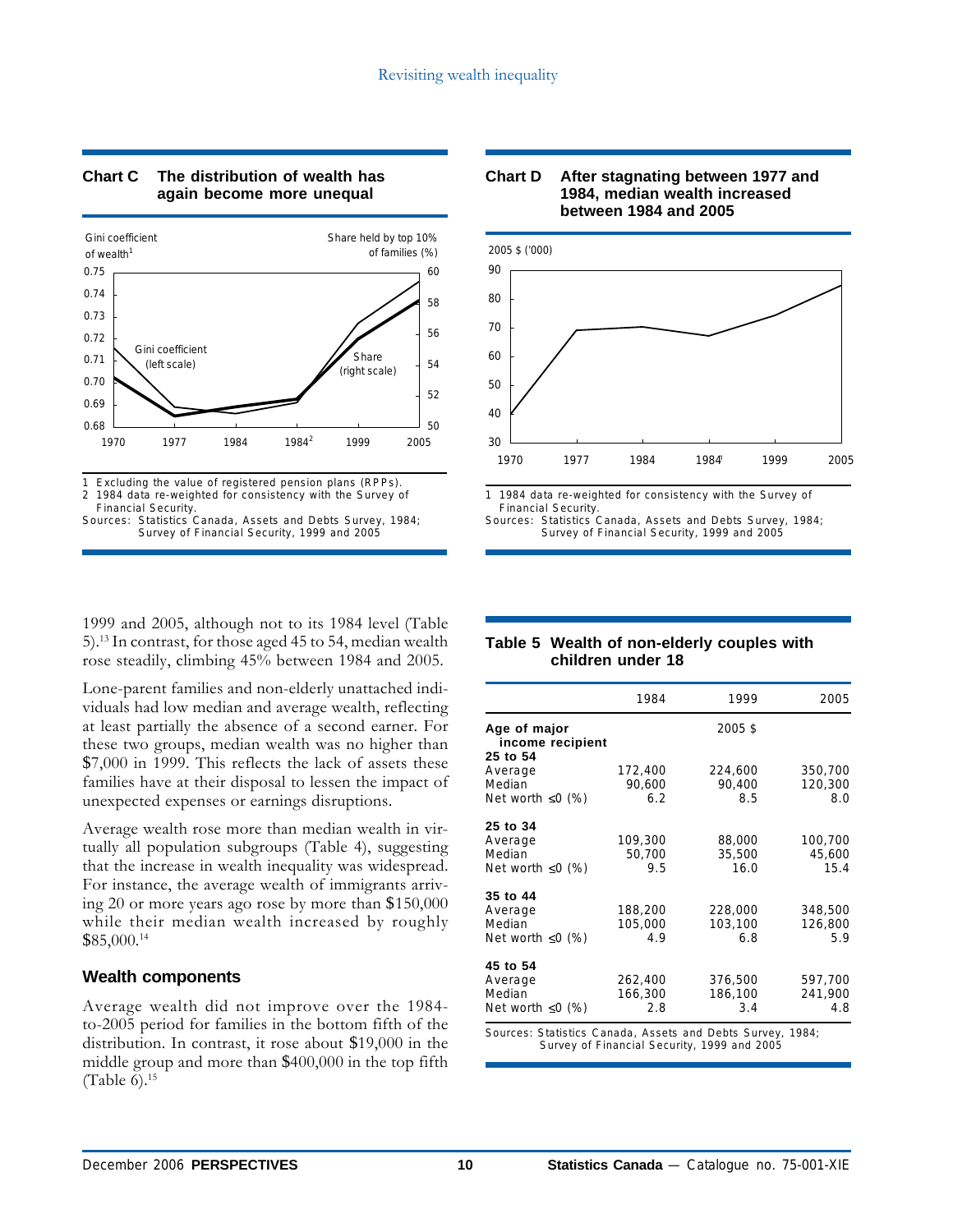**Chart C The distribution of wealth has again become more unequal**

Gini coefficient of wealth[1] | Share held by top 10% of families (%)

1 Excluding the value of registered pension plans (RPPs).
2 1984 data re-weighted for consistency with the Survey of Financial Security.
Sources: Statistics Canada, Assets and Debts Survey, 1984; Survey of Financial Security, 1999 and 2005

**Chart D After stagnating between 1977 and 1984, median wealth increased between 1984 and 2005**

2005 $ ('000)

1 1984 data re-weighted for consistency with the Survey of Financial Security.
Sources: Statistics Canada, Assets and Debts Survey, 1984; Survey of Financial Security, 1999 and 2005

1999 and 2005, although not to its 1984 level (Table 5).[13] In contrast, for those aged 45 to 54, median wealth rose steadily, climbing 45% between 1984 and 2005.

Lone-parent families and non-elderly unattached individuals had low median and average wealth, reflecting at least partially the absence of a second earner. For these two groups, median wealth was no higher than $7,000 in 1999. This reflects the lack of assets these families have at their disposal to lessen the impact of unexpected expenses or earnings disruptions.

Average wealth rose more than median wealth in virtually all population subgroups (Table 4), suggesting that the increase in wealth inequality was widespread. For instance, the average wealth of immigrants arriving 20 or more years ago rose by more than $150,000 while their median wealth increased by roughly $85,000.[14]

## Wealth components

Average wealth did not improve over the 1984-to-2005 period for families in the bottom fifth of the distribution. In contrast, it rose about $19,000 in the middle group and more than $400,000 in the top fifth (Table 6).[15]

**Table 5 Wealth of non-elderly couples with children under 18**

| | 1984 | 1999 | 2005 |
|---|---|---|---|
| **Age of major income recipient** | | 2005 $ | |
| **25 to 54** | | | |
| Average | 172,400 | 224,600 | 350,700 |
| Median | 90,600 | 90,400 | 120,300 |
| Net worth ≤0 (%) | 6.2 | 8.5 | 8.0 |
| **25 to 34** | | | |
| Average | 109,300 | 88,000 | 100,700 |
| Median | 50,700 | 35,500 | 45,600 |
| Net worth ≤0 (%) | 9.5 | 16.0 | 15.4 |
| **35 to 44** | | | |
| Average | 188,200 | 228,000 | 348,500 |
| Median | 105,000 | 103,100 | 126,800 |
| Net worth ≤0 (%) | 4.9 | 6.8 | 5.9 |
| **45 to 54** | | | |
| Average | 262,400 | 376,500 | 597,700 |
| Median | 166,300 | 186,100 | 241,900 |
| Net worth ≤0 (%) | 2.8 | 3.4 | 4.8 |

Sources: Statistics Canada, Assets and Debts Survey, 1984; Survey of Financial Security, 1999 and 2005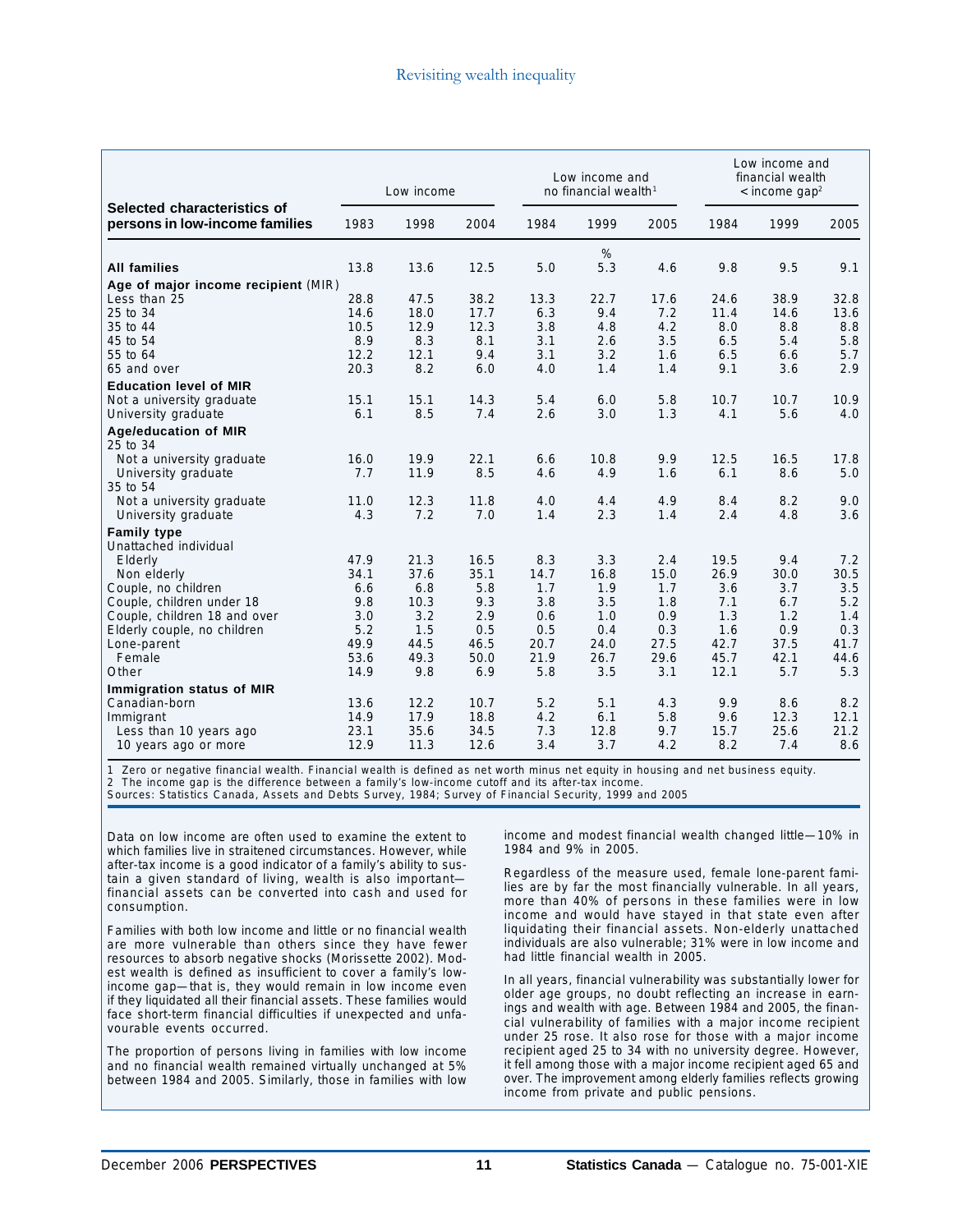| Selected characteristics of persons in low-income families | Low income | | | Low income and no financial wealth[1] | | | Low income and financial wealth < income gap[2] | | |
|---|---|---|---|---|---|---|---|---|---|
| | 1983 | 1998 | 2004 | 1984 | 1999 | 2005 | 1984 | 1999 | 2005 |
| | | | | | % | | | | |
| **All families** | 13.8 | 13.6 | 12.5 | 5.0 | 5.3 | 4.6 | 9.8 | 9.5 | 9.1 |
| **Age of major income recipient (MIR)** | | | | | | | | | |
| Less than 25 | 28.8 | 47.5 | 38.2 | 13.3 | 22.7 | 17.6 | 24.6 | 38.9 | 32.8 |
| 25 to 34 | 14.6 | 18.0 | 17.7 | 6.3 | 9.4 | 7.2 | 11.4 | 14.6 | 13.6 |
| 35 to 44 | 10.5 | 12.9 | 12.3 | 3.8 | 4.8 | 4.2 | 8.0 | 8.8 | 8.8 |
| 45 to 54 | 8.9 | 8.3 | 8.1 | 3.1 | 2.6 | 3.5 | 6.5 | 5.4 | 5.8 |
| 55 to 64 | 12.2 | 12.1 | 9.4 | 3.1 | 3.2 | 1.6 | 6.5 | 6.6 | 5.7 |
| 65 and over | 20.3 | 8.2 | 6.0 | 4.0 | 1.4 | 1.4 | 9.1 | 3.6 | 2.9 |
| **Education level of MIR** | | | | | | | | | |
| Not a university graduate | 15.1 | 15.1 | 14.3 | 5.4 | 6.0 | 5.8 | 10.7 | 10.7 | 10.9 |
| University graduate | 6.1 | 8.5 | 7.4 | 2.6 | 3.0 | 1.3 | 4.1 | 5.6 | 4.0 |
| **Age/education of MIR** | | | | | | | | | |
| 25 to 34 | | | | | | | | | |
| Not a university graduate | 16.0 | 19.9 | 22.1 | 6.6 | 10.8 | 9.9 | 12.5 | 16.5 | 17.8 |
| University graduate | 7.7 | 11.9 | 8.5 | 4.6 | 4.9 | 1.6 | 6.1 | 8.6 | 5.0 |
| 35 to 54 | | | | | | | | | |
| Not a university graduate | 11.0 | 12.3 | 11.8 | 4.0 | 4.4 | 4.9 | 8.4 | 8.2 | 9.0 |
| University graduate | 4.3 | 7.2 | 7.0 | 1.4 | 2.3 | 1.4 | 2.4 | 4.8 | 3.6 |
| **Family type** | | | | | | | | | |
| Unattached individual | | | | | | | | | |
| Elderly | 47.9 | 21.3 | 16.5 | 8.3 | 3.3 | 2.4 | 19.5 | 9.4 | 7.2 |
| Non elderly | 34.1 | 37.6 | 35.1 | 14.7 | 16.8 | 15.0 | 26.9 | 30.0 | 30.5 |
| Couple, no children | 6.6 | 6.8 | 5.8 | 1.7 | 1.9 | 1.7 | 3.6 | 3.7 | 3.5 |
| Couple, children under 18 | 9.8 | 10.3 | 9.3 | 3.8 | 3.5 | 1.8 | 7.1 | 6.7 | 5.2 |
| Couple, children 18 and over | 3.0 | 3.2 | 2.9 | 0.6 | 1.0 | 0.9 | 1.3 | 1.2 | 1.4 |
| Elderly couple, no children | 5.2 | 1.5 | 0.5 | 0.5 | 0.4 | 0.3 | 1.6 | 0.9 | 0.3 |
| Lone-parent | 49.9 | 44.5 | 46.5 | 20.7 | 24.0 | 27.5 | 42.7 | 37.5 | 41.7 |
| Female | 53.6 | 49.3 | 50.0 | 21.9 | 26.7 | 29.6 | 45.7 | 42.1 | 44.6 |
| Other | 14.9 | 9.8 | 6.9 | 5.8 | 3.5 | 3.1 | 12.1 | 5.7 | 5.3 |
| **Immigration status of MIR** | | | | | | | | | |
| Canadian-born | 13.6 | 12.2 | 10.7 | 5.2 | 5.1 | 4.3 | 9.9 | 8.6 | 8.2 |
| Immigrant | 14.9 | 17.9 | 18.8 | 4.2 | 6.1 | 5.8 | 9.6 | 12.3 | 12.1 |
| Less than 10 years ago | 23.1 | 35.6 | 34.5 | 7.3 | 12.8 | 9.7 | 15.7 | 25.6 | 21.2 |
| 10 years ago or more | 12.9 | 11.3 | 12.6 | 3.4 | 3.7 | 4.2 | 8.2 | 7.4 | 8.6 |

1 Zero or negative financial wealth. Financial wealth is defined as net worth minus net equity in housing and net business equity.
2 The income gap is the difference between a family's low-income cutoff and its after-tax income.
Sources: Statistics Canada, Assets and Debts Survey, 1984; Survey of Financial Security, 1999 and 2005

Data on low income are often used to examine the extent to which families live in straitened circumstances. However, while after-tax income is a good indicator of a family's ability to sustain a given standard of living, wealth is also important—financial assets can be converted into cash and used for consumption.

Families with both low income and little or no financial wealth are more vulnerable than others since they have fewer resources to absorb negative shocks (Morissette 2002). Modest wealth is defined as insufficient to cover a family's low-income gap—that is, they would remain in low income even if they liquidated all their financial assets. These families would face short-term financial difficulties if unexpected and unfavourable events occurred.

The proportion of persons living in families with low income and no financial wealth remained virtually unchanged at 5% between 1984 and 2005. Similarly, those in families with low income and modest financial wealth changed little—10% in 1984 and 9% in 2005.

Regardless of the measure used, female lone-parent families are by far the most financially vulnerable. In all years, more than 40% of persons in these families were in low income and would have stayed in that state even after liquidating their financial assets. Non-elderly unattached individuals are also vulnerable; 31% were in low income and had little financial wealth in 2005.

In all years, financial vulnerability was substantially lower for older age groups, no doubt reflecting an increase in earnings and wealth with age. Between 1984 and 2005, the financial vulnerability of families with a major income recipient under 25 rose. It also rose for those with a major income recipient aged 25 to 34 with no university degree. However, it fell among those with a major income recipient aged 65 and over. The improvement among elderly families reflects growing income from private and public pensions.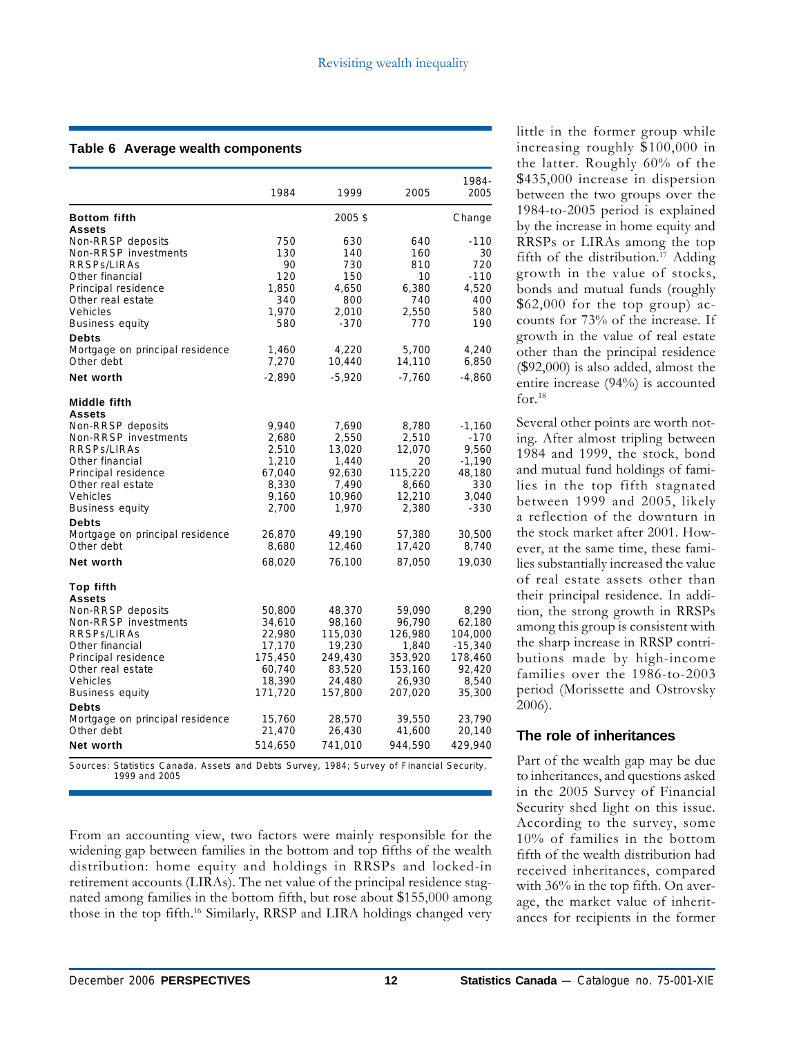**Table 6 Average wealth components**

| | 1984 | 1999 | 2005 | 1984-2005 |
|---|---|---|---|---|
| **Bottom fifth** | | 2005 $ | | Change |
| **Assets** | | | | |
| Non-RRSP deposits | 750 | 630 | 640 | -110 |
| Non-RRSP investments | 130 | 140 | 160 | 30 |
| RRSPs/LIRAs | 90 | 730 | 810 | 720 |
| Other financial | 120 | 150 | 10 | -110 |
| Principal residence | 1,850 | 4,650 | 6,380 | 4,520 |
| Other real estate | 340 | 800 | 740 | 400 |
| Vehicles | 1,970 | 2,010 | 2,550 | 580 |
| Business equity | 580 | -370 | 770 | 190 |
| **Debts** | | | | |
| Mortgage on principal residence | 1,460 | 4,220 | 5,700 | 4,240 |
| Other debt | 7,270 | 10,440 | 14,110 | 6,850 |
| **Net worth** | -2,890 | -5,920 | -7,760 | -4,860 |
| **Middle fifth** | | | | |
| **Assets** | | | | |
| Non-RRSP deposits | 9,940 | 7,690 | 8,780 | -1,160 |
| Non-RRSP investments | 2,680 | 2,550 | 2,510 | -170 |
| RRSPs/LIRAs | 2,510 | 13,020 | 12,070 | 9,560 |
| Other financial | 1,210 | 1,440 | 20 | -1,190 |
| Principal residence | 67,040 | 92,630 | 115,220 | 48,180 |
| Other real estate | 8,330 | 7,490 | 8,660 | 330 |
| Vehicles | 9,160 | 10,960 | 12,210 | 3,040 |
| Business equity | 2,700 | 1,970 | 2,380 | -330 |
| **Debts** | | | | |
| Mortgage on principal residence | 26,870 | 49,190 | 57,380 | 30,500 |
| Other debt | 8,680 | 12,460 | 17,420 | 8,740 |
| **Net worth** | 68,020 | 76,100 | 87,050 | 19,030 |
| **Top fifth** | | | | |
| **Assets** | | | | |
| Non-RRSP deposits | 50,800 | 48,370 | 59,090 | 8,290 |
| Non-RRSP investments | 34,610 | 98,160 | 96,790 | 62,180 |
| RRSPs/LIRAs | 22,980 | 115,030 | 126,980 | 104,000 |
| Other financial | 17,170 | 19,230 | 1,840 | -15,340 |
| Principal residence | 175,450 | 249,430 | 353,920 | 178,460 |
| Other real estate | 60,740 | 83,520 | 153,160 | 92,420 |
| Vehicles | 18,390 | 24,480 | 26,930 | 8,540 |
| Business equity | 171,720 | 157,800 | 207,020 | 35,300 |
| **Debts** | | | | |
| Mortgage on principal residence | 15,760 | 28,570 | 39,550 | 23,790 |
| Other debt | 21,470 | 26,430 | 41,600 | 20,140 |
| **Net worth** | 514,650 | 741,010 | 944,590 | 429,940 |

Sources: Statistics Canada, Assets and Debts Survey, 1984; Survey of Financial Security, 1999 and 2005

From an accounting view, two factors were mainly responsible for the widening gap between families in the bottom and top fifths of the wealth distribution: home equity and holdings in RRSPs and locked-in retirement accounts (LIRAs). The net value of the principal residence stagnated among families in the bottom fifth, but rose about $155,000 among those in the top fifth.[16] Similarly, RRSP and LIRA holdings changed very little in the former group while increasing roughly $100,000 in the latter. Roughly 60% of the $435,000 increase in dispersion between the two groups over the 1984-to-2005 period is explained by the increase in home equity and RRSPs or LIRAs among the top fifth of the distribution.[17] Adding growth in the value of stocks, bonds and mutual funds (roughly $62,000 for the top group) accounts for 73% of the increase. If growth in the value of real estate other than the principal residence ($92,000) is also added, almost the entire increase (94%) is accounted for.[18]

Several other points are worth noting. After almost tripling between 1984 and 1999, the stock, bond and mutual fund holdings of families in the top fifth stagnated between 1999 and 2005, likely a reflection of the downturn in the stock market after 2001. However, at the same time, these families substantially increased the value of real estate assets other than their principal residence. In addition, the strong growth in RRSPs among this group is consistent with the sharp increase in RRSP contributions made by high-income families over the 1986-to-2003 period (Morissette and Ostrovsky 2006).

## The role of inheritances

Part of the wealth gap may be due to inheritances, and questions asked in the 2005 Survey of Financial Security shed light on this issue. According to the survey, some 10% of families in the bottom fifth of the wealth distribution had received inheritances, compared with 36% in the top fifth. On average, the market value of inheritances for recipients in the former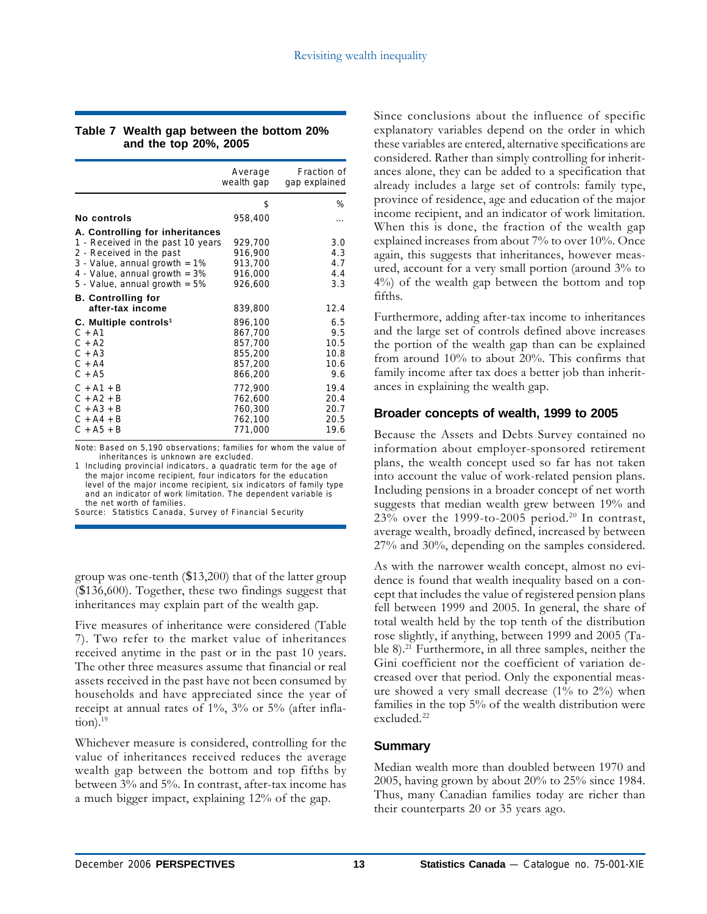**Table 7 Wealth gap between the bottom 20% and the top 20%, 2005**

| | Average wealth gap | Fraction of gap explained |
|---|---|---|
| | $ | % |
| **No controls** | 958,400 | ... |
| **A. Controlling for inheritances** | | |
| 1 - Received in the past 10 years | 929,700 | 3.0 |
| 2 - Received in the past | 916,900 | 4.3 |
| 3 - Value, annual growth = 1% | 913,700 | 4.7 |
| 4 - Value, annual growth = 3% | 916,000 | 4.4 |
| 5 - Value, annual growth = 5% | 926,600 | 3.3 |
| **B. Controlling for after-tax income** | 839,800 | 12.4 |
| **C. Multiple controls**[1] | 896,100 | 6.5 |
| C + A1 | 867,700 | 9.5 |
| C + A2 | 857,700 | 10.5 |
| C + A3 | 855,200 | 10.8 |
| C + A4 | 857,200 | 10.6 |
| C + A5 | 866,200 | 9.6 |
| C + A1 + B | 772,900 | 19.4 |
| C + A2 + B | 762,600 | 20.4 |
| C + A3 + B | 760,300 | 20.7 |
| C + A4 + B | 762,100 | 20.5 |
| C + A5 + B | 771,000 | 19.6 |

Note: Based on 5,190 observations; families for whom the value of inheritances is unknown are excluded.

1 Including provincial indicators, a quadratic term for the age of the major income recipient, four indicators for the education level of the major income recipient, six indicators of family type and an indicator of work limitation. The dependent variable is the net worth of families.

Source: Statistics Canada, Survey of Financial Security

group was one-tenth ($13,200) that of the latter group ($136,600). Together, these two findings suggest that inheritances may explain part of the wealth gap.

Five measures of inheritance were considered (Table 7). Two refer to the market value of inheritances received anytime in the past or in the past 10 years. The other three measures assume that financial or real assets received in the past have not been consumed by households and have appreciated since the year of receipt at annual rates of 1%, 3% or 5% (after inflation).[19]

Whichever measure is considered, controlling for the value of inheritances received reduces the average wealth gap between the bottom and top fifths by between 3% and 5%. In contrast, after-tax income has a much bigger impact, explaining 12% of the gap.

Since conclusions about the influence of specific explanatory variables depend on the order in which these variables are entered, alternative specifications are considered. Rather than simply controlling for inheritances alone, they can be added to a specification that already includes a large set of controls: family type, province of residence, age and education of the major income recipient, and an indicator of work limitation. When this is done, the fraction of the wealth gap explained increases from about 7% to over 10%. Once again, this suggests that inheritances, however measured, account for a very small portion (around 3% to 4%) of the wealth gap between the bottom and top fifths.

Furthermore, adding after-tax income to inheritances and the large set of controls defined above increases the portion of the wealth gap than can be explained from around 10% to about 20%. This confirms that family income after tax does a better job than inheritances in explaining the wealth gap.

## Broader concepts of wealth, 1999 to 2005

Because the Assets and Debts Survey contained no information about employer-sponsored retirement plans, the wealth concept used so far has not taken into account the value of work-related pension plans. Including pensions in a broader concept of net worth suggests that median wealth grew between 19% and 23% over the 1999-to-2005 period.[20] In contrast, average wealth, broadly defined, increased by between 27% and 30%, depending on the samples considered.

As with the narrower wealth concept, almost no evidence is found that wealth inequality based on a concept that includes the value of registered pension plans fell between 1999 and 2005. In general, the share of total wealth held by the top tenth of the distribution rose slightly, if anything, between 1999 and 2005 (Table 8).[21] Furthermore, in all three samples, neither the Gini coefficient nor the coefficient of variation decreased over that period. Only the exponential measure showed a very small decrease (1% to 2%) when families in the top 5% of the wealth distribution were excluded.[22]

## Summary

Median wealth more than doubled between 1970 and 2005, having grown by about 20% to 25% since 1984. Thus, many Canadian families today are richer than their counterparts 20 or 35 years ago.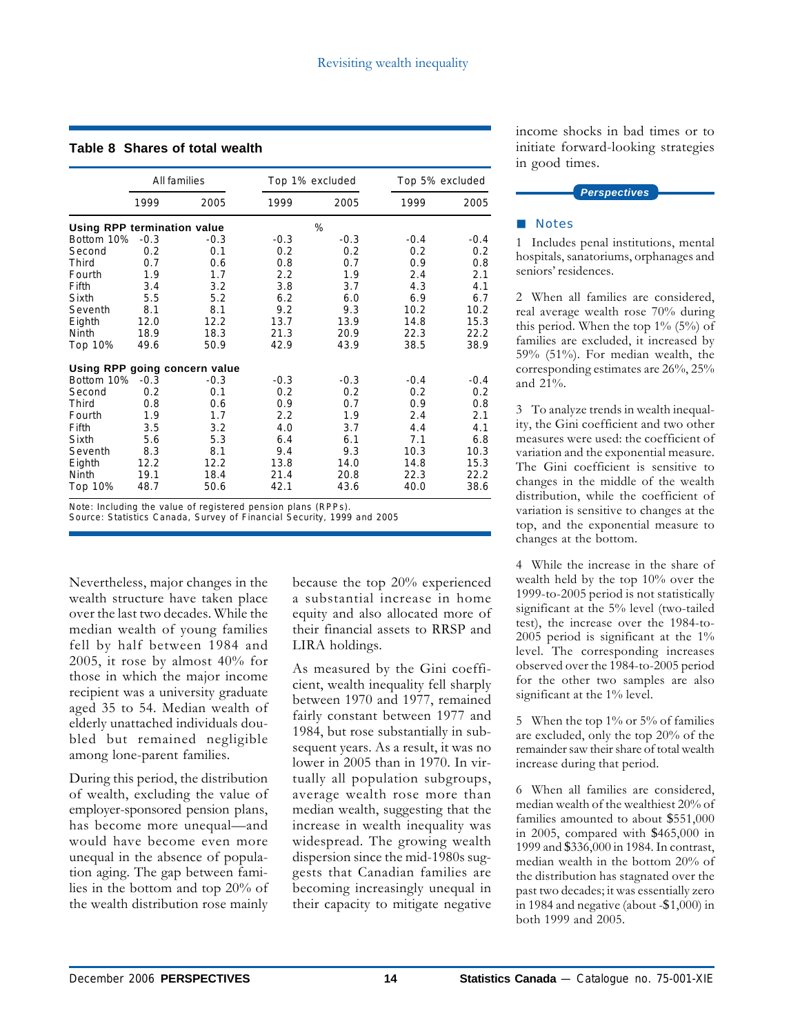## Table 8 Shares of total wealth

| | All families | | Top 1% excluded | | Top 5% excluded | |
|---|---|---|---|---|---|---|
| | 1999 | 2005 | 1999 | 2005 | 1999 | 2005 |
| **Using RPP termination value** | | | % | | | |
| Bottom 10% | -0.3 | -0.3 | -0.3 | -0.3 | -0.4 | -0.4 |
| Second | 0.2 | 0.1 | 0.2 | 0.2 | 0.2 | 0.2 |
| Third | 0.7 | 0.6 | 0.8 | 0.7 | 0.9 | 0.8 |
| Fourth | 1.9 | 1.7 | 2.2 | 1.9 | 2.4 | 2.1 |
| Fifth | 3.4 | 3.2 | 3.8 | 3.7 | 4.3 | 4.1 |
| Sixth | 5.5 | 5.2 | 6.2 | 6.0 | 6.9 | 6.7 |
| Seventh | 8.1 | 8.1 | 9.2 | 9.3 | 10.2 | 10.2 |
| Eighth | 12.0 | 12.2 | 13.7 | 13.9 | 14.8 | 15.3 |
| Ninth | 18.9 | 18.3 | 21.3 | 20.9 | 22.3 | 22.2 |
| Top 10% | 49.6 | 50.9 | 42.9 | 43.9 | 38.5 | 38.9 |
| **Using RPP going concern value** | | | | | | |
| Bottom 10% | -0.3 | -0.3 | -0.3 | -0.3 | -0.4 | -0.4 |
| Second | 0.2 | 0.1 | 0.2 | 0.2 | 0.2 | 0.2 |
| Third | 0.8 | 0.6 | 0.9 | 0.7 | 0.9 | 0.8 |
| Fourth | 1.9 | 1.7 | 2.2 | 1.9 | 2.4 | 2.1 |
| Fifth | 3.5 | 3.2 | 4.0 | 3.7 | 4.4 | 4.1 |
| Sixth | 5.6 | 5.3 | 6.4 | 6.1 | 7.1 | 6.8 |
| Seventh | 8.3 | 8.1 | 9.4 | 9.3 | 10.3 | 10.3 |
| Eighth | 12.2 | 12.2 | 13.8 | 14.0 | 14.8 | 15.3 |
| Ninth | 19.1 | 18.4 | 21.4 | 20.8 | 22.3 | 22.2 |
| Top 10% | 48.7 | 50.6 | 42.1 | 43.6 | 40.0 | 38.6 |

Note: Including the value of registered pension plans (RPPs).
Source: Statistics Canada, Survey of Financial Security, 1999 and 2005

Nevertheless, major changes in the wealth structure have taken place over the last two decades. While the median wealth of young families fell by half between 1984 and 2005, it rose by almost 40% for those in which the major income recipient was a university graduate aged 35 to 54. Median wealth of elderly unattached individuals doubled but remained negligible among lone-parent families.

During this period, the distribution of wealth, excluding the value of employer-sponsored pension plans, has become more unequal—and would have become even more unequal in the absence of population aging. The gap between families in the bottom and top 20% of the wealth distribution rose mainly because the top 20% experienced a substantial increase in home equity and also allocated more of their financial assets to RRSP and LIRA holdings.

As measured by the Gini coefficient, wealth inequality fell sharply between 1970 and 1977, remained fairly constant between 1977 and 1984, but rose substantially in subsequent years. As a result, it was no lower in 2005 than in 1970. In virtually all population subgroups, average wealth rose more than median wealth, suggesting that the increase in wealth inequality was widespread. The growing wealth dispersion since the mid-1980s suggests that Canadian families are becoming increasingly unequal in their capacity to mitigate negative income shocks in bad times or to initiate forward-looking strategies in good times.

*Perspectives*

## Notes

1 Includes penal institutions, mental hospitals, sanatoriums, orphanages and seniors' residences.

2 When all families are considered, real average wealth rose 70% during this period. When the top 1% (5%) of families are excluded, it increased by 59% (51%). For median wealth, the corresponding estimates are 26%, 25% and 21%.

3 To analyze trends in wealth inequality, the Gini coefficient and two other measures were used: the coefficient of variation and the exponential measure. The Gini coefficient is sensitive to changes in the middle of the wealth distribution, while the coefficient of variation is sensitive to changes at the top, and the exponential measure to changes at the bottom.

4 While the increase in the share of wealth held by the top 10% over the 1999-to-2005 period is not statistically significant at the 5% level (two-tailed test), the increase over the 1984-to-2005 period is significant at the 1% level. The corresponding increases observed over the 1984-to-2005 period for the other two samples are also significant at the 1% level.

5 When the top 1% or 5% of families are excluded, only the top 20% of the remainder saw their share of total wealth increase during that period.

6 When all families are considered, median wealth of the wealthiest 20% of families amounted to about $551,000 in 2005, compared with $465,000 in 1999 and $336,000 in 1984. In contrast, median wealth in the bottom 20% of the distribution has stagnated over the past two decades; it was essentially zero in 1984 and negative (about -$1,000) in both 1999 and 2005.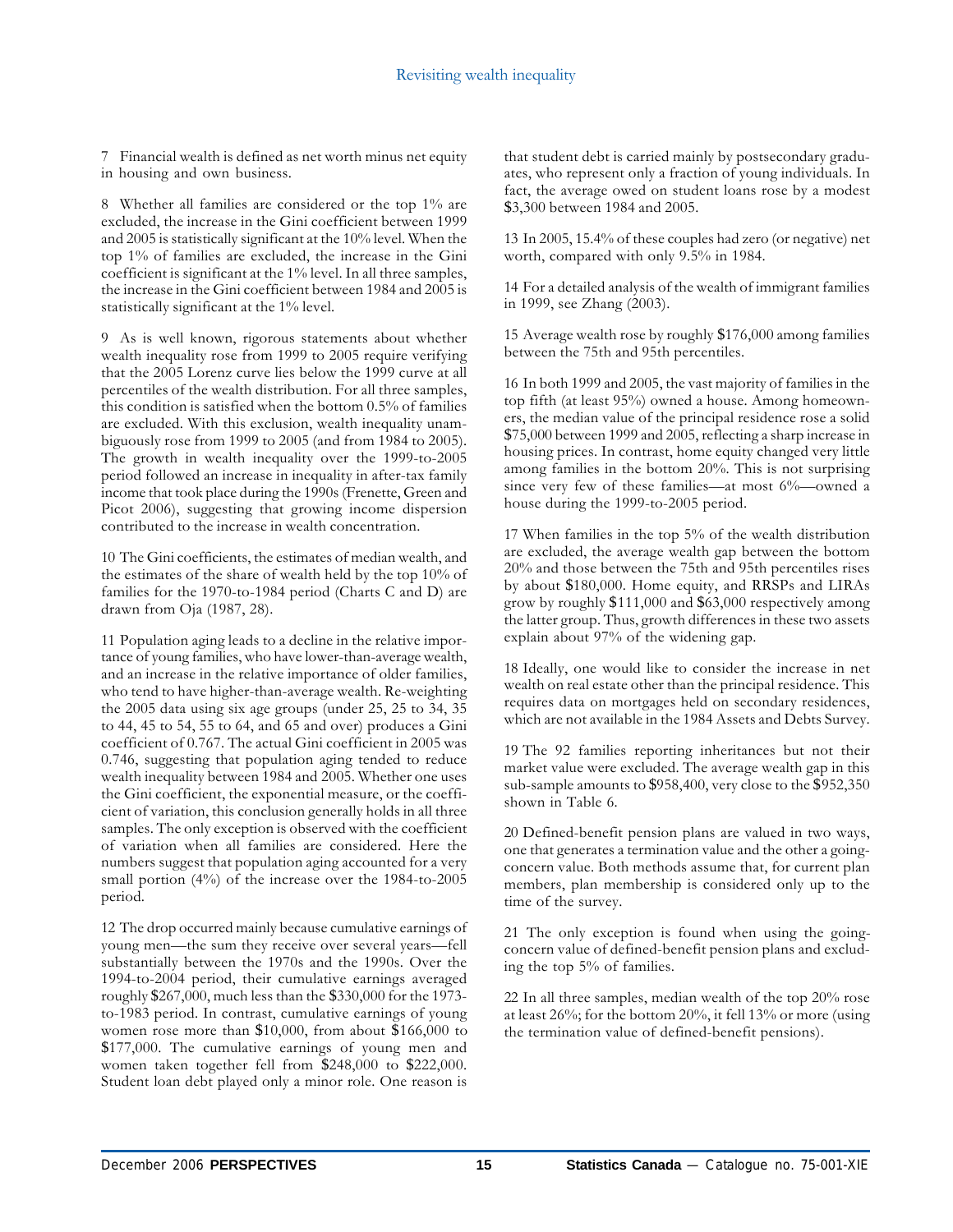7 Financial wealth is defined as net worth minus net equity in housing and own business.

8 Whether all families are considered or the top 1% are excluded, the increase in the Gini coefficient between 1999 and 2005 is statistically significant at the 10% level. When the top 1% of families are excluded, the increase in the Gini coefficient is significant at the 1% level. In all three samples, the increase in the Gini coefficient between 1984 and 2005 is statistically significant at the 1% level.

9 As is well known, rigorous statements about whether wealth inequality rose from 1999 to 2005 require verifying that the 2005 Lorenz curve lies below the 1999 curve at all percentiles of the wealth distribution. For all three samples, this condition is satisfied when the bottom 0.5% of families are excluded. With this exclusion, wealth inequality unambiguously rose from 1999 to 2005 (and from 1984 to 2005). The growth in wealth inequality over the 1999-to-2005 period followed an increase in inequality in after-tax family income that took place during the 1990s (Frenette, Green and Picot 2006), suggesting that growing income dispersion contributed to the increase in wealth concentration.

10 The Gini coefficients, the estimates of median wealth, and the estimates of the share of wealth held by the top 10% of families for the 1970-to-1984 period (Charts C and D) are drawn from Oja (1987, 28).

11 Population aging leads to a decline in the relative importance of young families, who have lower-than-average wealth, and an increase in the relative importance of older families, who tend to have higher-than-average wealth. Re-weighting the 2005 data using six age groups (under 25, 25 to 34, 35 to 44, 45 to 54, 55 to 64, and 65 and over) produces a Gini coefficient of 0.767. The actual Gini coefficient in 2005 was 0.746, suggesting that population aging tended to reduce wealth inequality between 1984 and 2005. Whether one uses the Gini coefficient, the exponential measure, or the coefficient of variation, this conclusion generally holds in all three samples. The only exception is observed with the coefficient of variation when all families are considered. Here the numbers suggest that population aging accounted for a very small portion (4%) of the increase over the 1984-to-2005 period.

12 The drop occurred mainly because cumulative earnings of young men—the sum they receive over several years—fell substantially between the 1970s and the 1990s. Over the 1994-to-2004 period, their cumulative earnings averaged roughly $267,000, much less than the $330,000 for the 1973-to-1983 period. In contrast, cumulative earnings of young women rose more than $10,000, from about $166,000 to $177,000. The cumulative earnings of young men and women taken together fell from $248,000 to $222,000. Student loan debt played only a minor role. One reason is that student debt is carried mainly by postsecondary graduates, who represent only a fraction of young individuals. In fact, the average owed on student loans rose by a modest $3,300 between 1984 and 2005.

13 In 2005, 15.4% of these couples had zero (or negative) net worth, compared with only 9.5% in 1984.

14 For a detailed analysis of the wealth of immigrant families in 1999, see Zhang (2003).

15 Average wealth rose by roughly $176,000 among families between the 75th and 95th percentiles.

16 In both 1999 and 2005, the vast majority of families in the top fifth (at least 95%) owned a house. Among homeowners, the median value of the principal residence rose a solid $75,000 between 1999 and 2005, reflecting a sharp increase in housing prices. In contrast, home equity changed very little among families in the bottom 20%. This is not surprising since very few of these families—at most 6%—owned a house during the 1999-to-2005 period.

17 When families in the top 5% of the wealth distribution are excluded, the average wealth gap between the bottom 20% and those between the 75th and 95th percentiles rises by about $180,000. Home equity, and RRSPs and LIRAs grow by roughly $111,000 and $63,000 respectively among the latter group. Thus, growth differences in these two assets explain about 97% of the widening gap.

18 Ideally, one would like to consider the increase in net wealth on real estate other than the principal residence. This requires data on mortgages held on secondary residences, which are not available in the 1984 Assets and Debts Survey.

19 The 92 families reporting inheritances but not their market value were excluded. The average wealth gap in this sub-sample amounts to $958,400, very close to the $952,350 shown in Table 6.

20 Defined-benefit pension plans are valued in two ways, one that generates a termination value and the other a going-concern value. Both methods assume that, for current plan members, plan membership is considered only up to the time of the survey.

21 The only exception is found when using the going-concern value of defined-benefit pension plans and excluding the top 5% of families.

22 In all three samples, median wealth of the top 20% rose at least 26%; for the bottom 20%, it fell 13% or more (using the termination value of defined-benefit pensions).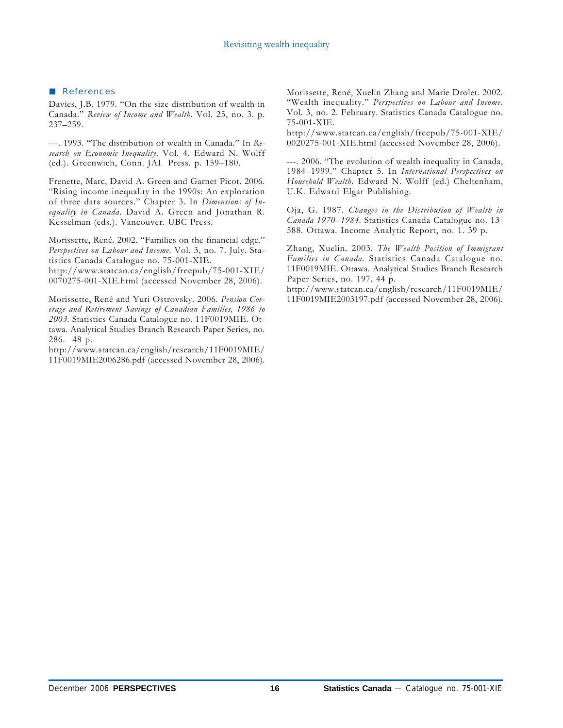## References

Davies, J.B. 1979. "On the size distribution of wealth in Canada." *Review of Income and Wealth*. Vol. 25, no. 3. p. 237–259.

---. 1993. "The distribution of wealth in Canada." In *Research on Economic Inequality*. Vol. 4. Edward N. Wolff (ed.). Greenwich, Conn. JAI Press. p. 159–180.

Frenette, Marc, David A. Green and Garnet Picot. 2006. "Rising income inequality in the 1990s: An exploration of three data sources." Chapter 3. In *Dimensions of Inequality in Canada*. David A. Green and Jonathan R. Kesselman (eds.). Vancouver. UBC Press.

Morissette, René. 2002. "Families on the financial edge." *Perspectives on Labour and Income*. Vol. 3, no. 7. July. Statistics Canada Catalogue no. 75-001-XIE.
http://www.statcan.ca/english/freepub/75-001-XIE/0070275-001-XIE.html (accessed November 28, 2006).

Morissette, René and Yuri Ostrovsky. 2006. *Pension Coverage and Retirement Savings of Canadian Families, 1986 to 2003*. Statistics Canada Catalogue no. 11F0019MIE. Ottawa. Analytical Studies Branch Research Paper Series, no. 286. 48 p.
http://www.statcan.ca/english/research/11F0019MIE/11F0019MIE2006286.pdf (accessed November 28, 2006).

Morissette, René, Xuelin Zhang and Marie Drolet. 2002. "Wealth inequality." *Perspectives on Labour and Income*. Vol. 3, no. 2. February. Statistics Canada Catalogue no. 75-001-XIE.
http://www.statcan.ca/english/freepub/75-001-XIE/0020275-001-XIE.html (accessed November 28, 2006).

---. 2006. "The evolution of wealth inequality in Canada, 1984–1999." Chapter 5. In *International Perspectives on Household Wealth*. Edward N. Wolff (ed.) Cheltenham, U.K. Edward Elgar Publishing.

Oja, G. 1987. *Changes in the Distribution of Wealth in Canada 1970–1984*. Statistics Canada Catalogue no. 13-588. Ottawa. Income Analytic Report, no. 1. 39 p.

Zhang, Xuelin. 2003. *The Wealth Position of Immigrant Families in Canada*. Statistics Canada Catalogue no. 11F0019MIE. Ottawa. Analytical Studies Branch Research Paper Series, no. 197. 44 p.
http://www.statcan.ca/english/research/11F0019MIE/11F0019MIE2003197.pdf (accessed November 28, 2006).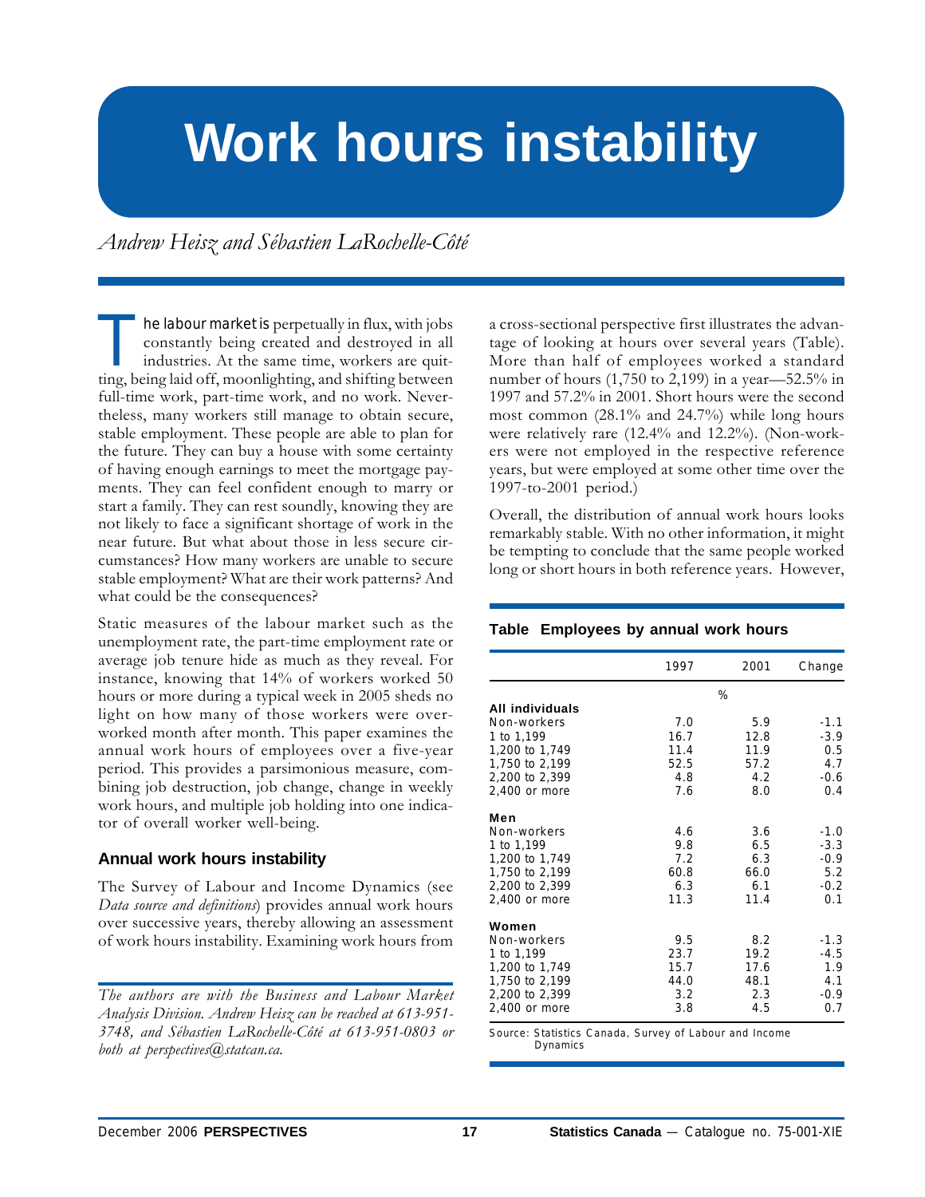# Work hours instability

*Andrew Heisz and Sébastien LaRochelle-Côté*

The labour market is perpetually in flux, with jobs constantly being created and destroyed in all industries. At the same time, workers are quitting, being laid off, moonlighting, and shifting between full-time work, part-time work, and no work. Nevertheless, many workers still manage to obtain secure, stable employment. These people are able to plan for the future. They can buy a house with some certainty of having enough earnings to meet the mortgage payments. They can feel confident enough to marry or start a family. They can rest soundly, knowing they are not likely to face a significant shortage of work in the near future. But what about those in less secure circumstances? How many workers are unable to secure stable employment? What are their work patterns? And what could be the consequences?

Static measures of the labour market such as the unemployment rate, the part-time employment rate or average job tenure hide as much as they reveal. For instance, knowing that 14% of workers worked 50 hours or more during a typical week in 2005 sheds no light on how many of those workers were overworked month after month. This paper examines the annual work hours of employees over a five-year period. This provides a parsimonious measure, combining job destruction, job change, change in weekly work hours, and multiple job holding into one indicator of overall worker well-being.

## Annual work hours instability

The Survey of Labour and Income Dynamics (see *Data source and definitions*) provides annual work hours over successive years, thereby allowing an assessment of work hours instability. Examining work hours from a cross-sectional perspective first illustrates the advantage of looking at hours over several years (Table). More than half of employees worked a standard number of hours (1,750 to 2,199) in a year—52.5% in 1997 and 57.2% in 2001. Short hours were the second most common (28.1% and 24.7%) while long hours were relatively rare (12.4% and 12.2%). (Non-workers were not employed in the respective reference years, but were employed at some other time over the 1997-to-2001 period.)

Overall, the distribution of annual work hours looks remarkably stable. With no other information, it might be tempting to conclude that the same people worked long or short hours in both reference years. However,

**Table Employees by annual work hours**

| | 1997 | 2001 | Change |
|---|---|---|---|
| | % | | |
| **All individuals** | | | |
| Non-workers | 7.0 | 5.9 | -1.1 |
| 1 to 1,199 | 16.7 | 12.8 | -3.9 |
| 1,200 to 1,749 | 11.4 | 11.9 | 0.5 |
| 1,750 to 2,199 | 52.5 | 57.2 | 4.7 |
| 2,200 to 2,399 | 4.8 | 4.2 | -0.6 |
| 2,400 or more | 7.6 | 8.0 | 0.4 |
| **Men** | | | |
| Non-workers | 4.6 | 3.6 | -1.0 |
| 1 to 1,199 | 9.8 | 6.5 | -3.3 |
| 1,200 to 1,749 | 7.2 | 6.3 | -0.9 |
| 1,750 to 2,199 | 60.8 | 66.0 | 5.2 |
| 2,200 to 2,399 | 6.3 | 6.1 | -0.2 |
| 2,400 or more | 11.3 | 11.4 | 0.1 |
| **Women** | | | |
| Non-workers | 9.5 | 8.2 | -1.3 |
| 1 to 1,199 | 23.7 | 19.2 | -4.5 |
| 1,200 to 1,749 | 15.7 | 17.6 | 1.9 |
| 1,750 to 2,199 | 44.0 | 48.1 | 4.1 |
| 2,200 to 2,399 | 3.2 | 2.3 | -0.9 |
| 2,400 or more | 3.8 | 4.5 | 0.7 |

Source: Statistics Canada, Survey of Labour and Income Dynamics

*The authors are with the Business and Labour Market Analysis Division. Andrew Heisz can be reached at 613-951-3748, and Sébastien LaRochelle-Côté at 613-951-0803 or both at perspectives@statcan.ca.*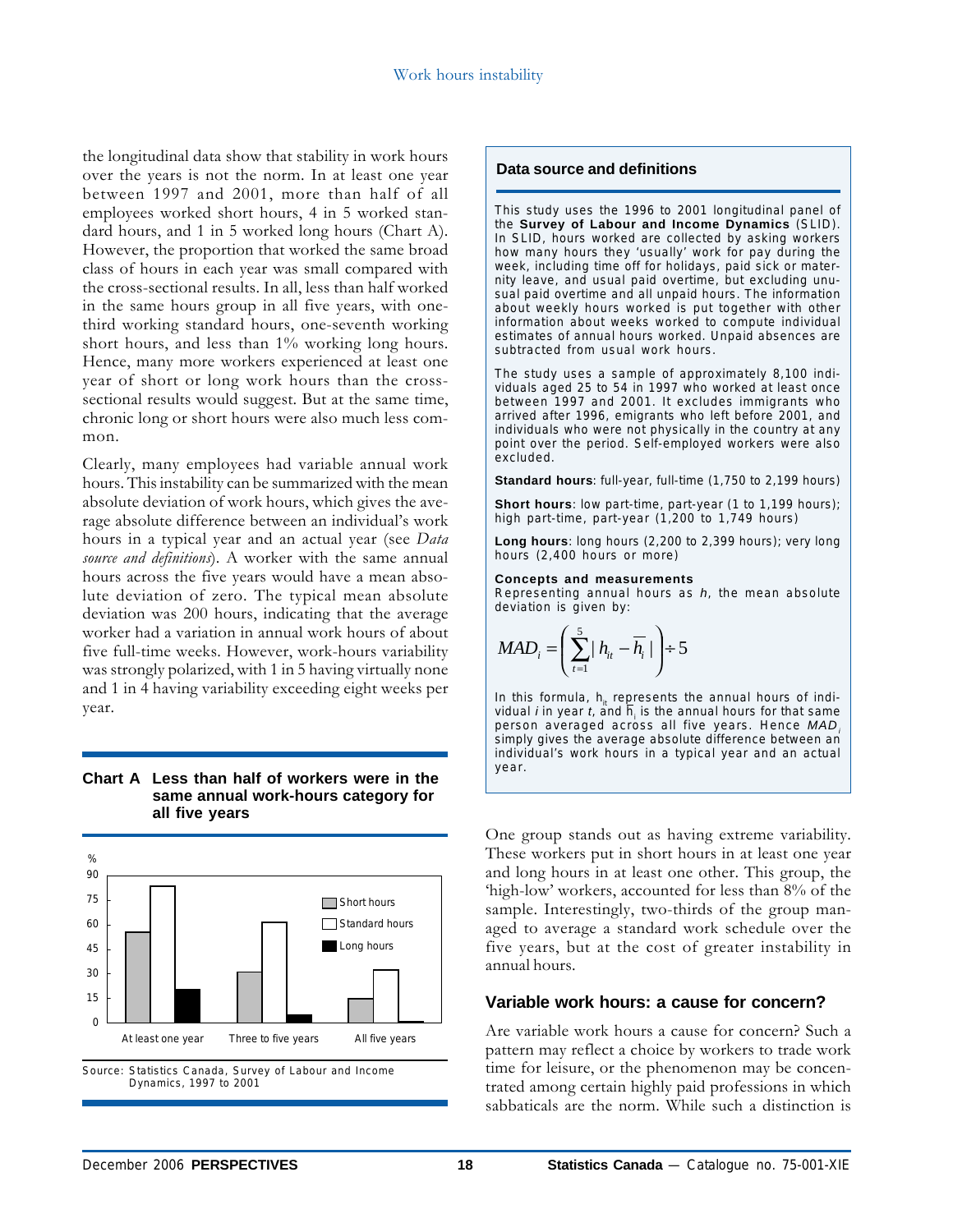the longitudinal data show that stability in work hours over the years is not the norm. In at least one year between 1997 and 2001, more than half of all employees worked short hours, 4 in 5 worked standard hours, and 1 in 5 worked long hours (Chart A). However, the proportion that worked the same broad class of hours in each year was small compared with the cross-sectional results. In all, less than half worked in the same hours group in all five years, with one-third working standard hours, one-seventh working short hours, and less than 1% working long hours. Hence, many more workers experienced at least one year of short or long work hours than the cross-sectional results would suggest. But at the same time, chronic long or short hours were also much less common.

Clearly, many employees had variable annual work hours. This instability can be summarized with the mean absolute deviation of work hours, which gives the average absolute difference between an individual's work hours in a typical year and an actual year (see *Data source and definitions*). A worker with the same annual hours across the five years would have a mean absolute deviation of zero. The typical mean absolute deviation was 200 hours, indicating that the average worker had a variation in annual work hours of about five full-time weeks. However, work-hours variability was strongly polarized, with 1 in 5 having virtually none and 1 in 4 having variability exceeding eight weeks per year.

**Chart A Less than half of workers were in the same annual work-hours category for all five years**

| % | Short hours | Standard hours | Long hours |
|---|---|---|---|
| At least one year | 55 | 83 | 20 |
| Three to five years | 31 | 62 | 5 |
| All five years | 15 | 32 | 1 |

Source: Statistics Canada, Survey of Labour and Income Dynamics, 1997 to 2001

### Data source and definitions

This study uses the 1996 to 2001 longitudinal panel of the **Survey of Labour and Income Dynamics** (SLID). In SLID, hours worked are collected by asking workers how many hours they 'usually' work for pay during the week, including time off for holidays, paid sick or maternity leave, and usual paid overtime, but excluding unusual paid overtime and all unpaid hours. The information about weekly hours worked is put together with other information about weeks worked to compute individual estimates of annual hours worked. Unpaid absences are subtracted from usual work hours.

The study uses a sample of approximately 8,100 individuals aged 25 to 54 in 1997 who worked at least once between 1997 and 2001. It excludes immigrants who arrived after 1996, emigrants who left before 2001, and individuals who were not physically in the country at any point over the period. Self-employed workers were also excluded.

**Standard hours**: full-year, full-time (1,750 to 2,199 hours)

**Short hours**: low part-time, part-year (1 to 1,199 hours); high part-time, part-year (1,200 to 1,749 hours)

**Long hours**: long hours (2,200 to 2,399 hours); very long hours (2,400 hours or more)

**Concepts and measurements**
Representing annual hours as $h$, the mean absolute deviation is given by:

$$MAD_i = \left( \sum_{t=1}^{5} | h_{it} - \overline{h}_i | \right) \div 5$$

In this formula, $h_{it}$ represents the annual hours of individual $i$ in year $t$, and $\overline{h}_i$ is the annual hours for that same person averaged across all five years. Hence $MAD_i$ simply gives the average absolute difference between an individual's work hours in a typical year and an actual year.

One group stands out as having extreme variability. These workers put in short hours in at least one year and long hours in at least one other. This group, the 'high-low' workers, accounted for less than 8% of the sample. Interestingly, two-thirds of the group managed to average a standard work schedule over the five years, but at the cost of greater instability in annual hours.

## Variable work hours: a cause for concern?

Are variable work hours a cause for concern? Such a pattern may reflect a choice by workers to trade work time for leisure, or the phenomenon may be concentrated among certain highly paid professions in which sabbaticals are the norm. While such a distinction is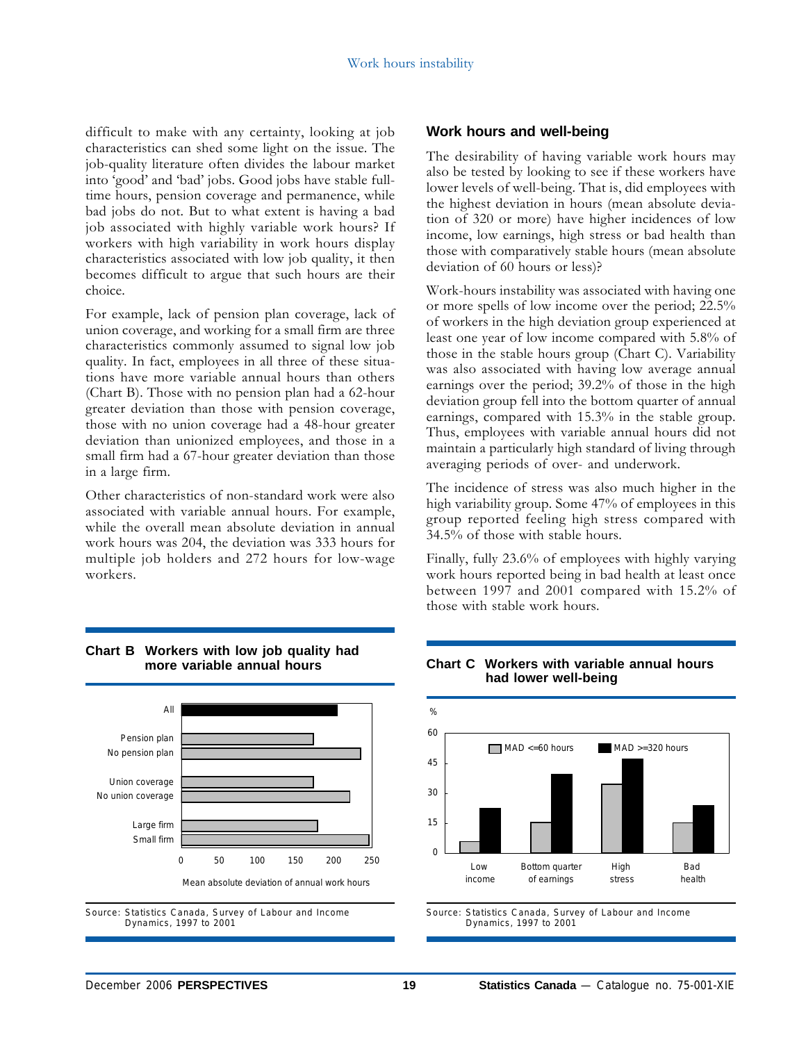difficult to make with any certainty, looking at job characteristics can shed some light on the issue. The job-quality literature often divides the labour market into 'good' and 'bad' jobs. Good jobs have stable full-time hours, pension coverage and permanence, while bad jobs do not. But to what extent is having a bad job associated with highly variable work hours? If workers with high variability in work hours display characteristics associated with low job quality, it then becomes difficult to argue that such hours are their choice.

For example, lack of pension plan coverage, lack of union coverage, and working for a small firm are three characteristics commonly assumed to signal low job quality. In fact, employees in all three of these situations have more variable annual hours than others (Chart B). Those with no pension plan had a 62-hour greater deviation than those with pension coverage, those with no union coverage had a 48-hour greater deviation than unionized employees, and those in a small firm had a 67-hour greater deviation than those in a large firm.

Other characteristics of non-standard work were also associated with variable annual hours. For example, while the overall mean absolute deviation in annual work hours was 204, the deviation was 333 hours for multiple job holders and 272 hours for low-wage workers.

**Chart B Workers with low job quality had more variable annual hours**

| | Mean absolute deviation of annual work hours |
|---|---|
| All | 204 |
| Pension plan | 172 |
| No pension plan | 234 |
| Union coverage | 172 |
| No union coverage | 220 |
| Large firm | 178 |
| Small firm | 245 |

Source: Statistics Canada, Survey of Labour and Income Dynamics, 1997 to 2001

## Work hours and well-being

The desirability of having variable work hours may also be tested by looking to see if these workers have lower levels of well-being. That is, did employees with the highest deviation in hours (mean absolute deviation of 320 or more) have higher incidences of low income, low earnings, high stress or bad health than those with comparatively stable hours (mean absolute deviation of 60 hours or less)?

Work-hours instability was associated with having one or more spells of low income over the period; 22.5% of workers in the high deviation group experienced at least one year of low income compared with 5.8% of those in the stable hours group (Chart C). Variability was also associated with having low average annual earnings over the period; 39.2% of those in the high deviation group fell into the bottom quarter of annual earnings, compared with 15.3% in the stable group. Thus, employees with variable annual hours did not maintain a particularly high standard of living through averaging periods of over- and underwork.

The incidence of stress was also much higher in the high variability group. Some 47% of employees in this group reported feeling high stress compared with 34.5% of those with stable hours.

Finally, fully 23.6% of employees with highly varying work hours reported being in bad health at least once between 1997 and 2001 compared with 15.2% of those with stable work hours.

**Chart C Workers with variable annual hours had lower well-being**

| % | MAD <=60 hours | MAD >=320 hours |
|---|---|---|
| Low income | 5.8 | 22.5 |
| Bottom quarter of earnings | 15.3 | 39.2 |
| High stress | 34.5 | 47 |
| Bad health | 15.2 | 23.6 |

Source: Statistics Canada, Survey of Labour and Income Dynamics, 1997 to 2001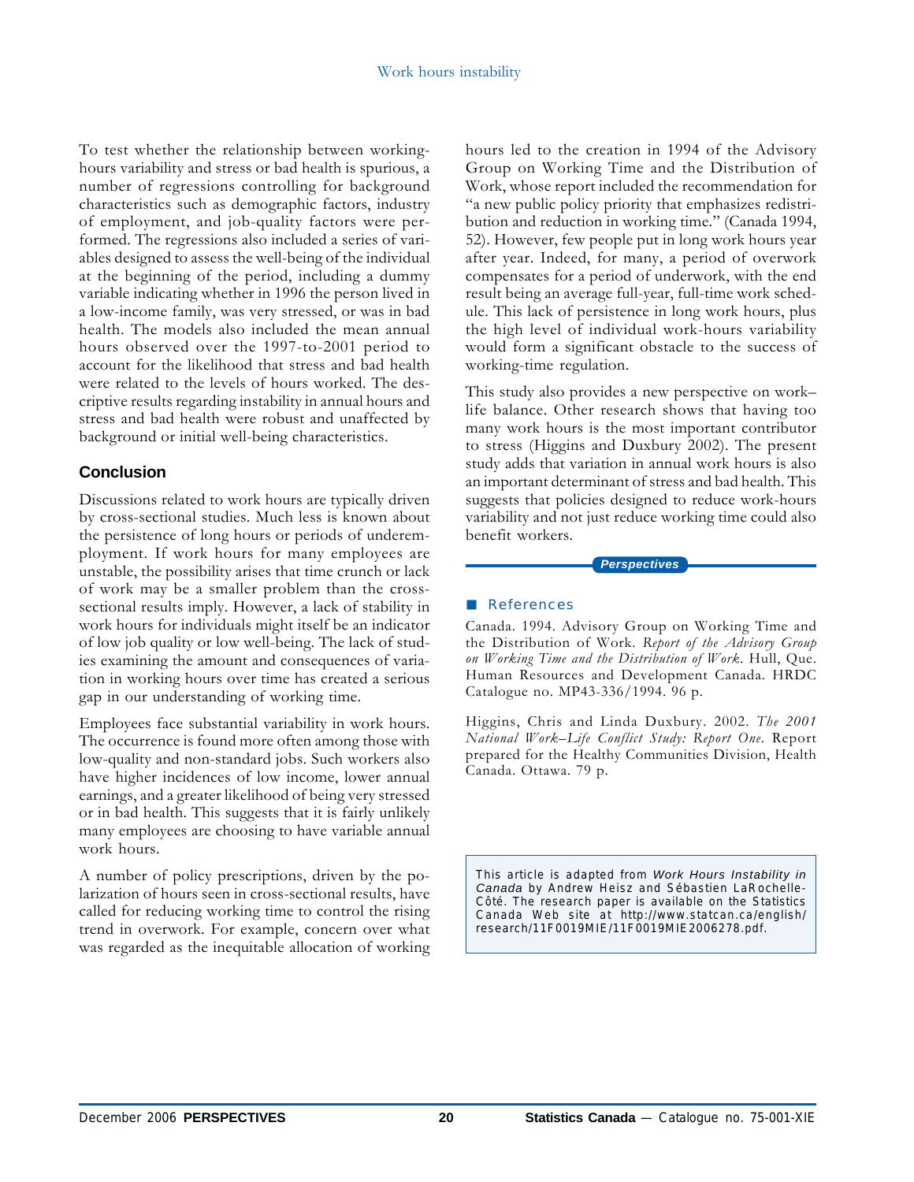To test whether the relationship between working-hours variability and stress or bad health is spurious, a number of regressions controlling for background characteristics such as demographic factors, industry of employment, and job-quality factors were performed. The regressions also included a series of variables designed to assess the well-being of the individual at the beginning of the period, including a dummy variable indicating whether in 1996 the person lived in a low-income family, was very stressed, or was in bad health. The models also included the mean annual hours observed over the 1997-to-2001 period to account for the likelihood that stress and bad health were related to the levels of hours worked. The descriptive results regarding instability in annual hours and stress and bad health were robust and unaffected by background or initial well-being characteristics.

## Conclusion

Discussions related to work hours are typically driven by cross-sectional studies. Much less is known about the persistence of long hours or periods of underemployment. If work hours for many employees are unstable, the possibility arises that time crunch or lack of work may be a smaller problem than the cross-sectional results imply. However, a lack of stability in work hours for individuals might itself be an indicator of low job quality or low well-being. The lack of studies examining the amount and consequences of variation in working hours over time has created a serious gap in our understanding of working time.

Employees face substantial variability in work hours. The occurrence is found more often among those with low-quality and non-standard jobs. Such workers also have higher incidences of low income, lower annual earnings, and a greater likelihood of being very stressed or in bad health. This suggests that it is fairly unlikely many employees are choosing to have variable annual work hours.

A number of policy prescriptions, driven by the polarization of hours seen in cross-sectional results, have called for reducing working time to control the rising trend in overwork. For example, concern over what was regarded as the inequitable allocation of working hours led to the creation in 1994 of the Advisory Group on Working Time and the Distribution of Work, whose report included the recommendation for "a new public policy priority that emphasizes redistribution and reduction in working time." (Canada 1994, 52). However, few people put in long work hours year after year. Indeed, for many, a period of overwork compensates for a period of underwork, with the end result being an average full-year, full-time work schedule. This lack of persistence in long work hours, plus the high level of individual work-hours variability would form a significant obstacle to the success of working-time regulation.

This study also provides a new perspective on work–life balance. Other research shows that having too many work hours is the most important contributor to stress (Higgins and Duxbury 2002). The present study adds that variation in annual work hours is also an important determinant of stress and bad health. This suggests that policies designed to reduce work-hours variability and not just reduce working time could also benefit workers.

*Perspectives*

## References

Canada. 1994. Advisory Group on Working Time and the Distribution of Work. *Report of the Advisory Group on Working Time and the Distribution of Work*. Hull, Que. Human Resources and Development Canada. HRDC Catalogue no. MP43-336/1994. 96 p.

Higgins, Chris and Linda Duxbury. 2002. *The 2001 National Work–Life Conflict Study: Report One*. Report prepared for the Healthy Communities Division, Health Canada. Ottawa. 79 p.

This article is adapted from *Work Hours Instability in Canada* by Andrew Heisz and Sébastien LaRochelle-Côté. The research paper is available on the Statistics Canada Web site at http://www.statcan.ca/english/research/11F0019MIE/11F0019MIE2006278.pdf.